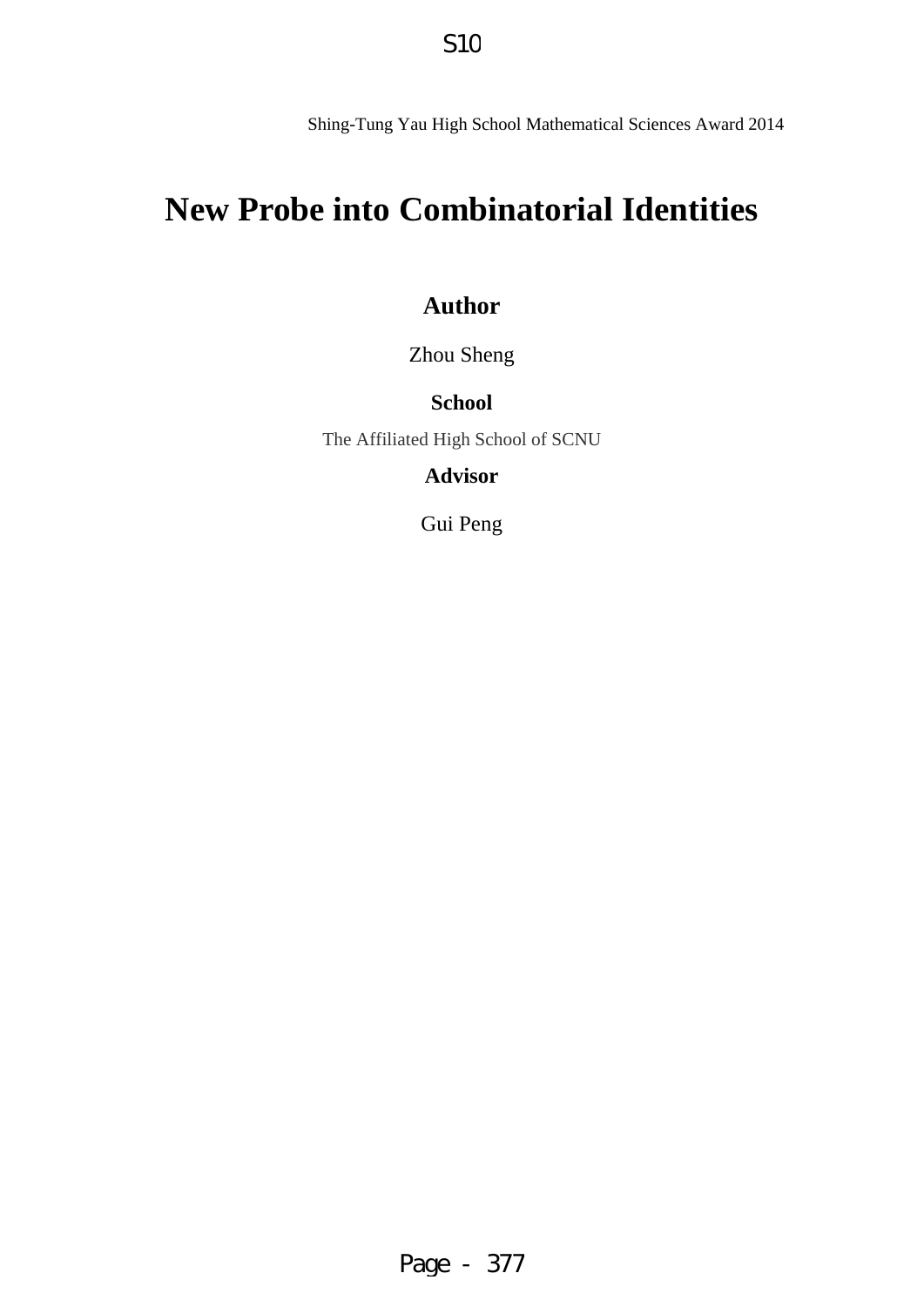Shing-Tung Yau High School Mathematical Sciences Award 2014

# New Probe into Combinatorial Identities

**Author**

Zhou Sheng

**School**

The Affiliated High School of SCNU

**Advisor**

Gui Peng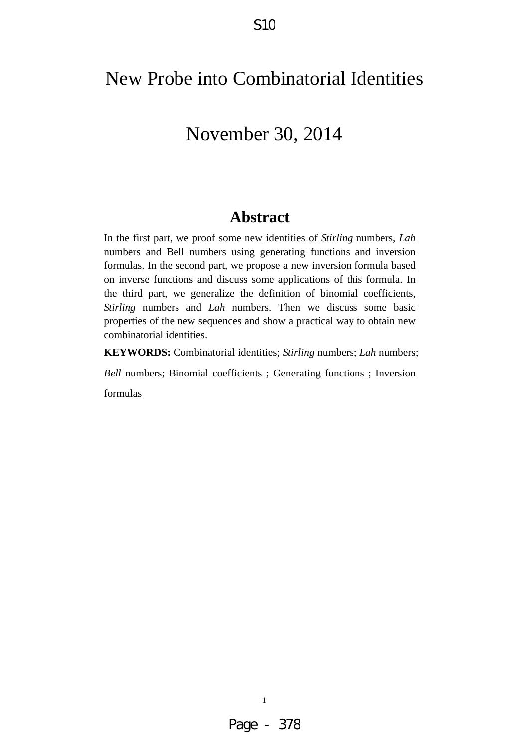# New Probe into Combinatorial Identities

November 30, 2014

## Abstract

In the first part, we proof some new identities of *Stirling* numbers, *Lah* numbers and Bell numbers using generating functions and inversion formulas. In the second part, we propose a new inversion formula based on inverse functions and discuss some applications of this formula. In the third part, we generalize the definition of binomial coefficients, *Stirling* numbers and *Lah* numbers. Then we discuss some basic properties of the new sequences and show a practical way to obtain new combinatorial identities.

**KEYWORDS:** Combinatorial identities; *Stirling* numbers; *Lah* numbers; *Bell* numbers; Binomial coefficients ; Generating functions ; Inversion formulas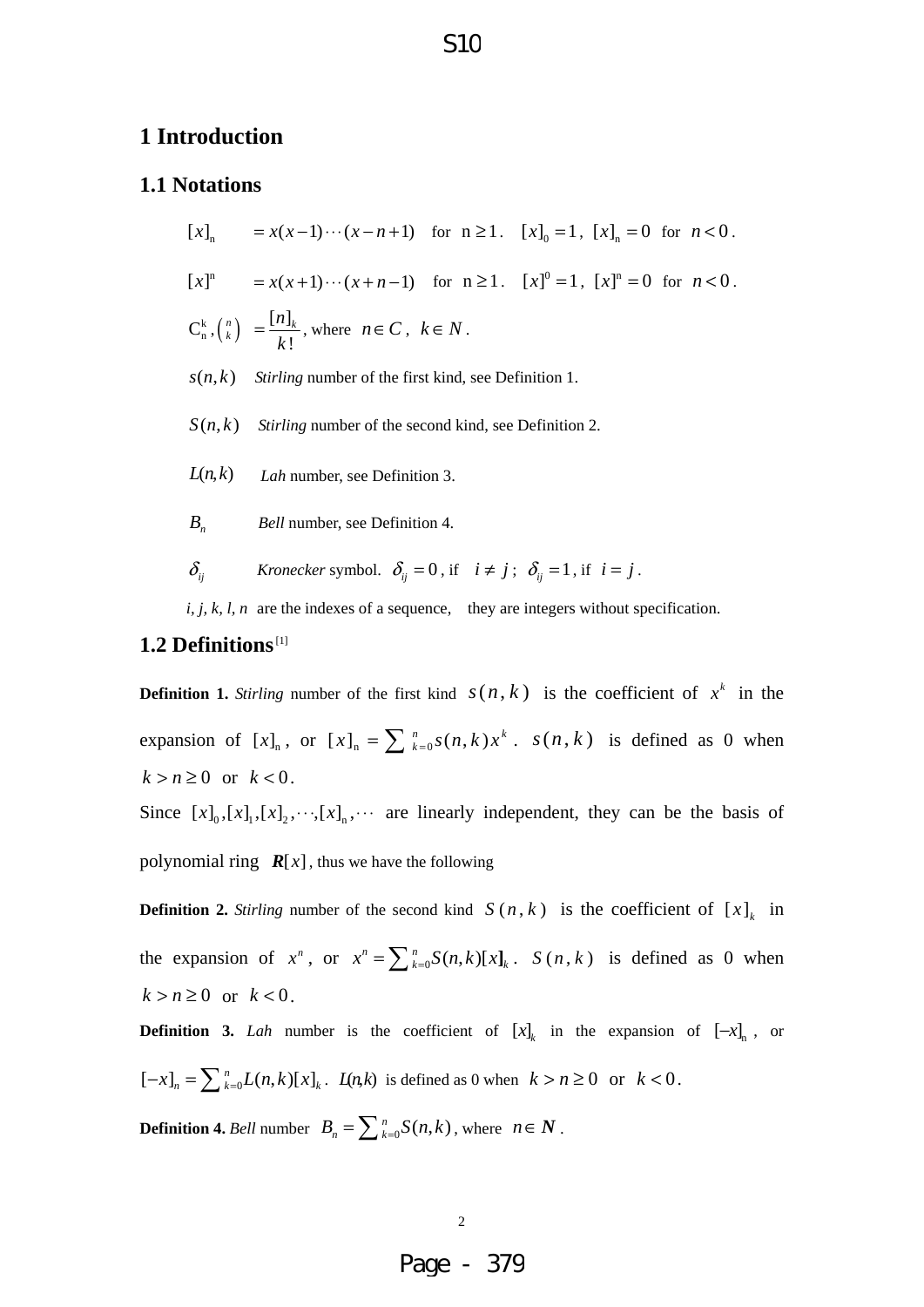# 1 Introduction

## 1.1 Notations

$[x]_n \quad = x(x-1)\cdots(x-n+1)$ for $n \ge 1$. $[x]_0 = 1$, $[x]_n = 0$ for $n < 0$.

$[x]^n \quad = x(x+1)\cdots(x+n-1)$ for $n \ge 1$. $[x]^0 = 1$, $[x]^n = 0$ for $n < 0$.

$C_n^k, \binom{n}{k} \quad = \frac{[n]_k}{k!}$, where $n \in C$, $k \in N$.

$s(n,k)$ *Stirling* number of the first kind, see Definition 1.

$S(n,k)$ *Stirling* number of the second kind, see Definition 2.

$L(n,k)$ *Lah* number, see Definition 3.

$B_n$ *Bell* number, see Definition 4.

$\delta_{ij}$ *Kronecker* symbol. $\delta_{ij} = 0$, if $i \ne j$; $\delta_{ij} = 1$, if $i = j$.

*i, j, k, l, n* are the indexes of a sequence, they are integers without specification.

## 1.2 Definitions[1]

**Definition 1.** *Stirling* number of the first kind $s(n,k)$ is the coefficient of $x^k$ in the expansion of $[x]_n$, or $[x]_n = \sum_{k=0}^{n} s(n,k)x^k$. $s(n,k)$ is defined as 0 when $k > n \ge 0$ or $k < 0$.

Since $[x]_0, [x]_1, [x]_2, \cdots, [x]_n, \cdots$ are linearly independent, they can be the basis of polynomial ring $\boldsymbol{R}[x]$, thus we have the following

**Definition 2.** *Stirling* number of the second kind $S(n,k)$ is the coefficient of $[x]_k$ in the expansion of $x^n$, or $x^n = \sum_{k=0}^{n} S(n,k)[x]_k$. $S(n,k)$ is defined as 0 when $k > n \ge 0$ or $k < 0$.

**Definition 3.** *Lah* number is the coefficient of $[x]_k$ in the expansion of $[-x]_n$, or $[-x]_n = \sum_{k=0}^{n} L(n,k)[x]_k$. $L(n,k)$ is defined as 0 when $k > n \ge 0$ or $k < 0$.

**Definition 4.** *Bell* number $B_n = \sum_{k=0}^{n} S(n,k)$, where $n \in \boldsymbol{N}$.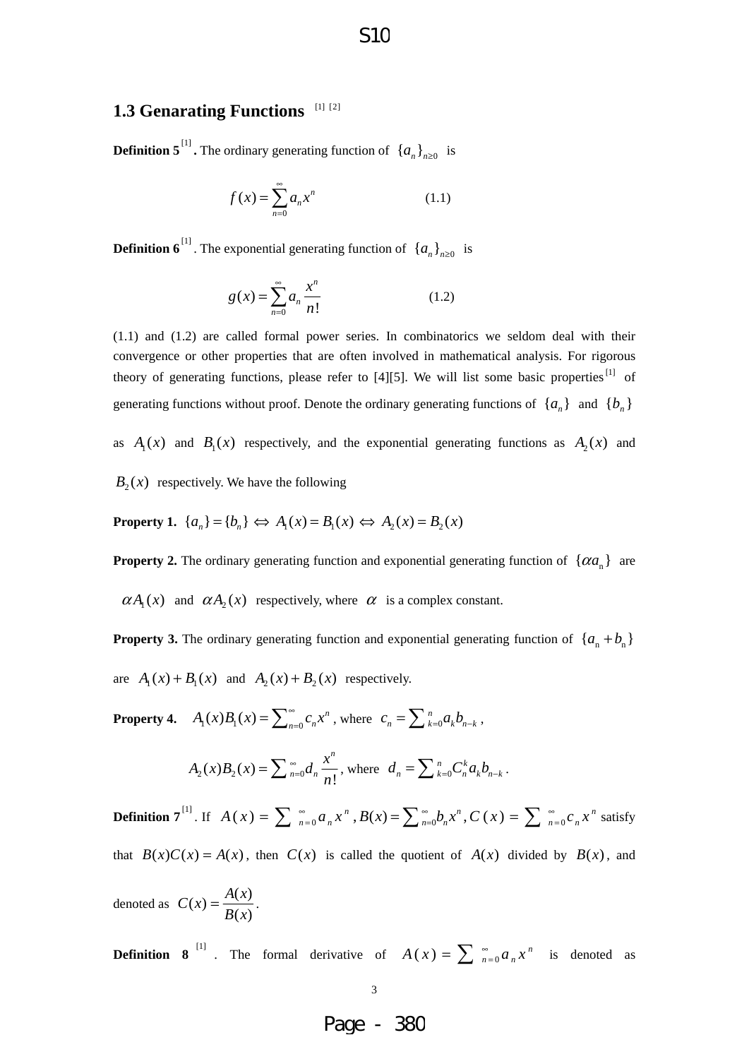## 1.3 Genarating Functions [1] [2]

**Definition 5** [1] **.** The ordinary generating function of $\{a_n\}_{n\geq 0}$ is

$$f(x)=\sum_{n=0}^{\infty} a_n x^n \qquad (1.1)$$

**Definition 6** [1] . The exponential generating function of $\{a_n\}_{n\geq 0}$ is

$$g(x)=\sum_{n=0}^{\infty} a_n \frac{x^n}{n!} \qquad (1.2)$$

(1.1) and (1.2) are called formal power series. In combinatorics we seldom deal with their convergence or other properties that are often involved in mathematical analysis. For rigorous theory of generating functions, please refer to [4][5]. We will list some basic properties [1] of generating functions without proof. Denote the ordinary generating functions of $\{a_n\}$ and $\{b_n\}$ as $A_1(x)$ and $B_1(x)$ respectively, and the exponential generating functions as $A_2(x)$ and $B_2(x)$ respectively. We have the following

**Property 1.** $\{a_n\}=\{b_n\} \Leftrightarrow A_1(x)=B_1(x) \Leftrightarrow A_2(x)=B_2(x)$

**Property 2.** The ordinary generating function and exponential generating function of $\{\alpha a_n\}$ are $\alpha A_1(x)$ and $\alpha A_2(x)$ respectively, where $\alpha$ is a complex constant.

**Property 3.** The ordinary generating function and exponential generating function of $\{a_n+b_n\}$ are $A_1(x)+B_1(x)$ and $A_2(x)+B_2(x)$ respectively.

**Property 4.** $A_1(x)B_1(x)=\sum_{n=0}^{\infty} c_n x^n$, where $c_n=\sum_{k=0}^{n} a_k b_{n-k}$,

$$A_2(x)B_2(x)=\sum_{n=0}^{\infty} d_n \frac{x^n}{n!}, \text{ where } d_n=\sum_{k=0}^{n} C_n^k a_k b_{n-k}.$$

**Definition 7** [1] . If $A(x)=\sum_{n=0}^{\infty} a_n x^n$, $B(x)=\sum_{n=0}^{\infty} b_n x^n$, $C(x)=\sum_{n=0}^{\infty} c_n x^n$ satisfy that $B(x)C(x)=A(x)$, then $C(x)$ is called the quotient of $A(x)$ divided by $B(x)$, and denoted as $C(x)=\dfrac{A(x)}{B(x)}$.

**Definition 8** [1] . The formal derivative of $A(x)=\sum_{n=0}^{\infty} a_n x^n$ is denoted as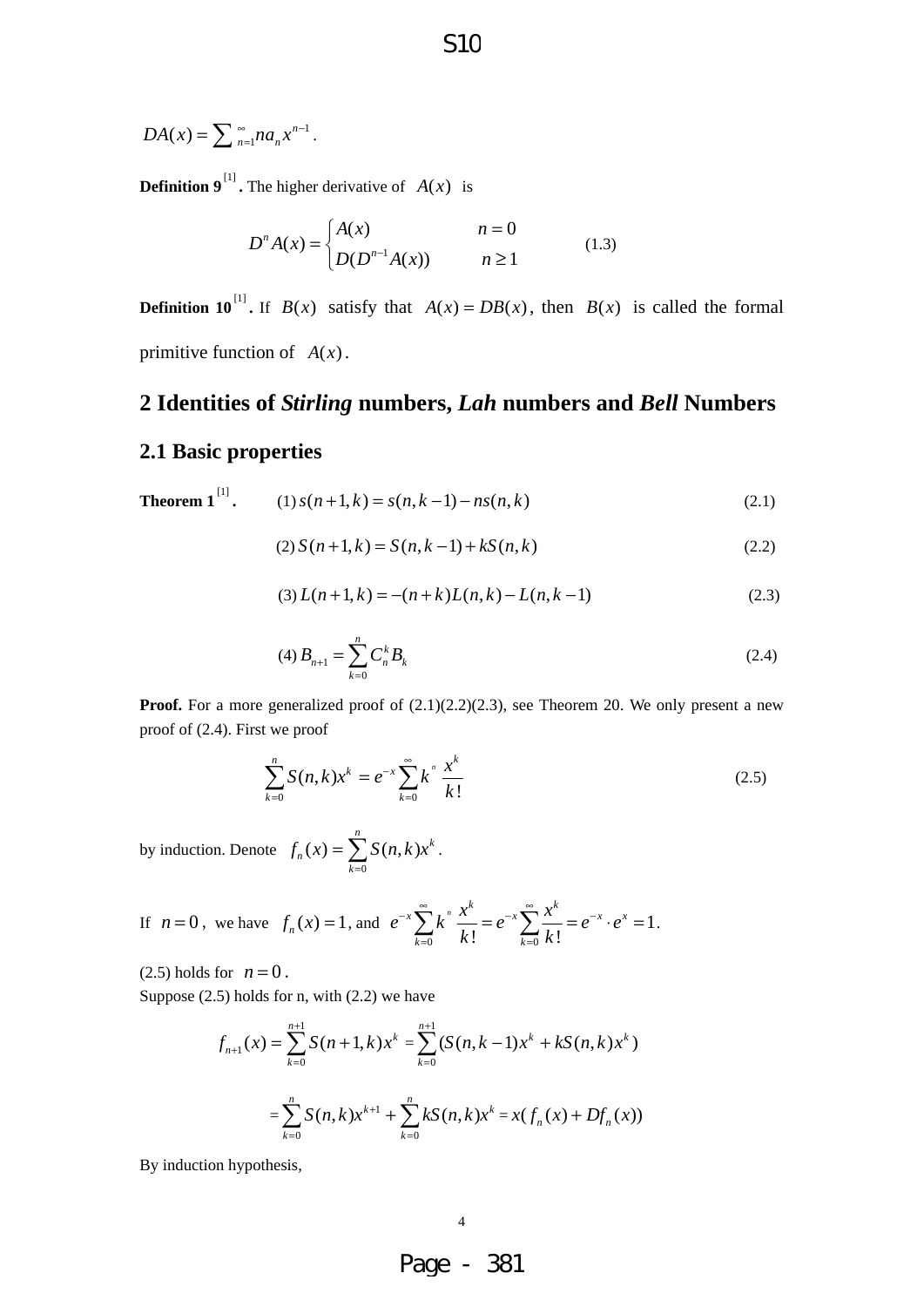$$DA(x) = \sum_{n=1}^{\infty} na_n x^{n-1}.$$

**Definition 9**[1] **.** The higher derivative of $A(x)$ is

$$D^n A(x) = \begin{cases} A(x) & n=0 \\ D(D^{n-1}A(x)) & n \geq 1 \end{cases} \tag{1.3}$$

**Definition 10**[1] **.** If $B(x)$ satisfy that $A(x) = DB(x)$, then $B(x)$ is called the formal primitive function of $A(x)$.

## 2 Identities of *Stirling* numbers, *Lah* numbers and *Bell* Numbers

### 2.1 Basic properties

**Theorem 1**[1] **.** (1) $s(n+1,k) = s(n,k-1) - ns(n,k)$ (2.1)

(2) $S(n+1,k) = S(n,k-1) + kS(n,k)$ (2.2)

(3) $L(n+1,k) = -(n+k)L(n,k) - L(n,k-1)$ (2.3)

(4) $B_{n+1} = \sum_{k=0}^{n} C_n^k B_k$ (2.4)

**Proof.** For a more generalized proof of (2.1)(2.2)(2.3), see Theorem 20. We only present a new proof of (2.4). First we proof

$$\sum_{k=0}^{n} S(n,k)x^k = e^{-x}\sum_{k=0}^{\infty} k^n \frac{x^k}{k!} \tag{2.5}$$

by induction. Denote $f_n(x) = \sum_{k=0}^{n} S(n,k)x^k$.

If $n=0$, we have $f_n(x) = 1$, and $e^{-x}\sum_{k=0}^{\infty} k^n \frac{x^k}{k!} = e^{-x}\sum_{k=0}^{\infty}\frac{x^k}{k!} = e^{-x}\cdot e^x = 1$.

(2.5) holds for $n=0$.
Suppose (2.5) holds for n, with (2.2) we have

$$f_{n+1}(x) = \sum_{k=0}^{n+1} S(n+1,k)x^k = \sum_{k=0}^{n+1}(S(n,k-1)x^k + kS(n,k)x^k)$$

$$= \sum_{k=0}^{n} S(n,k)x^{k+1} + \sum_{k=0}^{n} kS(n,k)x^k = x(f_n(x) + Df_n(x))$$

By induction hypothesis,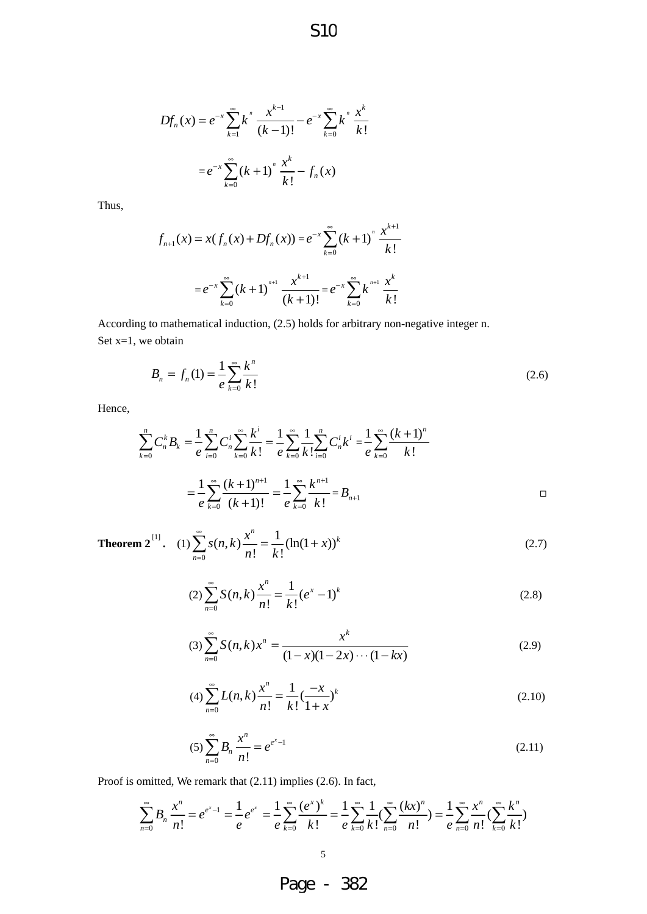$$Df_n(x) = e^{-x}\sum_{k=1}^{\infty} k^n \frac{x^{k-1}}{(k-1)!} - e^{-x}\sum_{k=0}^{\infty} k^n \frac{x^k}{k!}$$

$$= e^{-x}\sum_{k=0}^{\infty}(k+1)^n \frac{x^k}{k!} - f_n(x)$$

Thus,

$$f_{n+1}(x) = x(f_n(x) + Df_n(x)) = e^{-x}\sum_{k=0}^{\infty}(k+1)^n \frac{x^{k+1}}{k!}$$

$$= e^{-x}\sum_{k=0}^{\infty}(k+1)^{n+1} \frac{x^{k+1}}{(k+1)!} = e^{-x}\sum_{k=0}^{\infty} k^{n+1} \frac{x^k}{k!}$$

According to mathematical induction, (2.5) holds for arbitrary non-negative integer n.
Set x=1, we obtain

$$B_n = f_n(1) = \frac{1}{e}\sum_{k=0}^{\infty}\frac{k^n}{k!} \tag{2.6}$$

Hence,

$$\sum_{k=0}^{n} C_n^k B_k = \frac{1}{e}\sum_{i=0}^{n} C_n^i \sum_{k=0}^{\infty}\frac{k^i}{k!} = \frac{1}{e}\sum_{k=0}^{\infty}\frac{1}{k!}\sum_{i=0}^{n} C_n^i k^i = \frac{1}{e}\sum_{k=0}^{\infty}\frac{(k+1)^n}{k!}$$

$$= \frac{1}{e}\sum_{k=0}^{\infty}\frac{(k+1)^{n+1}}{(k+1)!} = \frac{1}{e}\sum_{k=0}^{\infty}\frac{k^{n+1}}{k!} = B_{n+1}$$

□

**Theorem 2[1].** (1) $\sum_{n=0}^{\infty} s(n,k)\frac{x^n}{n!} = \frac{1}{k!}(\ln(1+x))^k$ (2.7)

$$(2)\ \sum_{n=0}^{\infty} S(n,k)\frac{x^n}{n!} = \frac{1}{k!}(e^x - 1)^k \tag{2.8}$$

$$(3)\ \sum_{n=0}^{\infty} S(n,k)x^n = \frac{x^k}{(1-x)(1-2x)\cdots(1-kx)} \tag{2.9}$$

$$(4)\ \sum_{n=0}^{\infty} L(n,k)\frac{x^n}{n!} = \frac{1}{k!}\left(\frac{-x}{1+x}\right)^k \tag{2.10}$$

$$(5)\ \sum_{n=0}^{\infty} B_n\frac{x^n}{n!} = e^{e^x - 1} \tag{2.11}$$

Proof is omitted, We remark that (2.11) implies (2.6). In fact,

$$\sum_{n=0}^{\infty} B_n\frac{x^n}{n!} = e^{e^x-1} = \frac{1}{e}e^{e^x} = \frac{1}{e}\sum_{k=0}^{\infty}\frac{(e^x)^k}{k!} = \frac{1}{e}\sum_{k=0}^{\infty}\frac{1}{k!}\left(\sum_{n=0}^{\infty}\frac{(kx)^n}{n!}\right) = \frac{1}{e}\sum_{n=0}^{\infty}\frac{x^n}{n!}\left(\sum_{k=0}^{\infty}\frac{k^n}{k!}\right)$$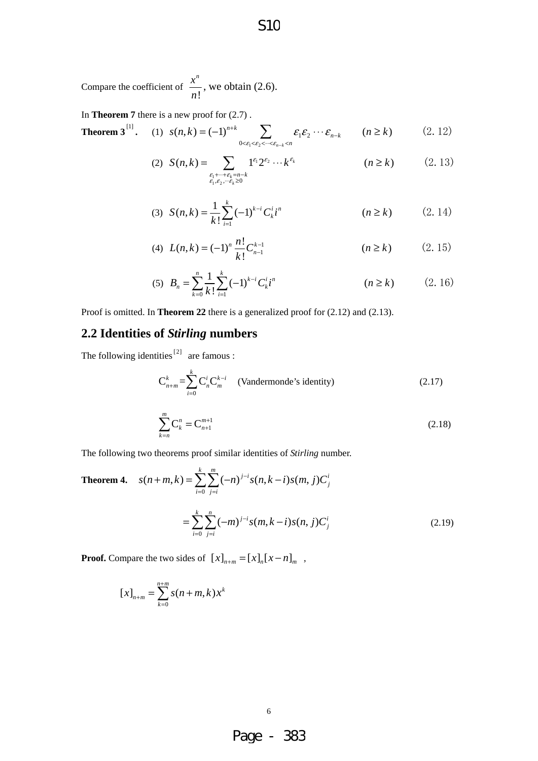Compare the coefficient of $\frac{x^n}{n!}$, we obtain (2.6).

In **Theorem 7** there is a new proof for (2.7) .

**Theorem 3**[1]**.** (1) $s(n,k)=(-1)^{n+k}\sum_{0<\varepsilon_1<\varepsilon_2<\cdots<\varepsilon_{n-k}<n}\varepsilon_1\varepsilon_2\cdots\varepsilon_{n-k} \qquad (n\ge k)$ (2.12)

(2) $S(n,k)=\sum_{\substack{\varepsilon_1+\cdots+\varepsilon_k=n-k\\ \varepsilon_1,\varepsilon_2,\cdots\varepsilon_k\ge 0}}1^{\varepsilon_1}2^{\varepsilon_2}\cdots k^{\varepsilon_k} \qquad (n\ge k)$ (2.13)

(3) $S(n,k)=\frac{1}{k!}\sum_{i=1}^{k}(-1)^{k-i}C_k^i i^n \qquad (n\ge k)$ (2.14)

(4) $L(n,k)=(-1)^n\frac{n!}{k!}C_{n-1}^{k-1} \qquad (n\ge k)$ (2.15)

(5) $B_n=\sum_{k=0}^{n}\frac{1}{k!}\sum_{i=1}^{k}(-1)^{k-i}C_k^i i^n \qquad (n\ge k)$ (2.16)

Proof is omitted. In **Theorem 22** there is a generalized proof for (2.12) and (2.13).

## 2.2 Identities of *Stirling* numbers

The following identities[2] are famous :

$$\mathrm{C}_{n+m}^k=\sum_{i=0}^{k}\mathrm{C}_n^i\mathrm{C}_m^{k-i} \quad \text{(Vandermonde's identity)} \tag{2.17}$$

$$\sum_{k=n}^{m}\mathrm{C}_k^n=\mathrm{C}_{n+1}^{m+1} \tag{2.18}$$

The following two theorems proof similar identities of *Stirling* number.

**Theorem 4.**

$$s(n+m,k)=\sum_{i=0}^{k}\sum_{j=i}^{m}(-n)^{j-i}s(n,k-i)s(m,j)C_j^i$$

$$=\sum_{i=0}^{k}\sum_{j=i}^{n}(-m)^{j-i}s(m,k-i)s(n,j)C_j^i \tag{2.19}$$

**Proof.** Compare the two sides of $[x]_{n+m}=[x]_n[x-n]_m$ ,

$$[x]_{n+m}=\sum_{k=0}^{n+m}s(n+m,k)x^k$$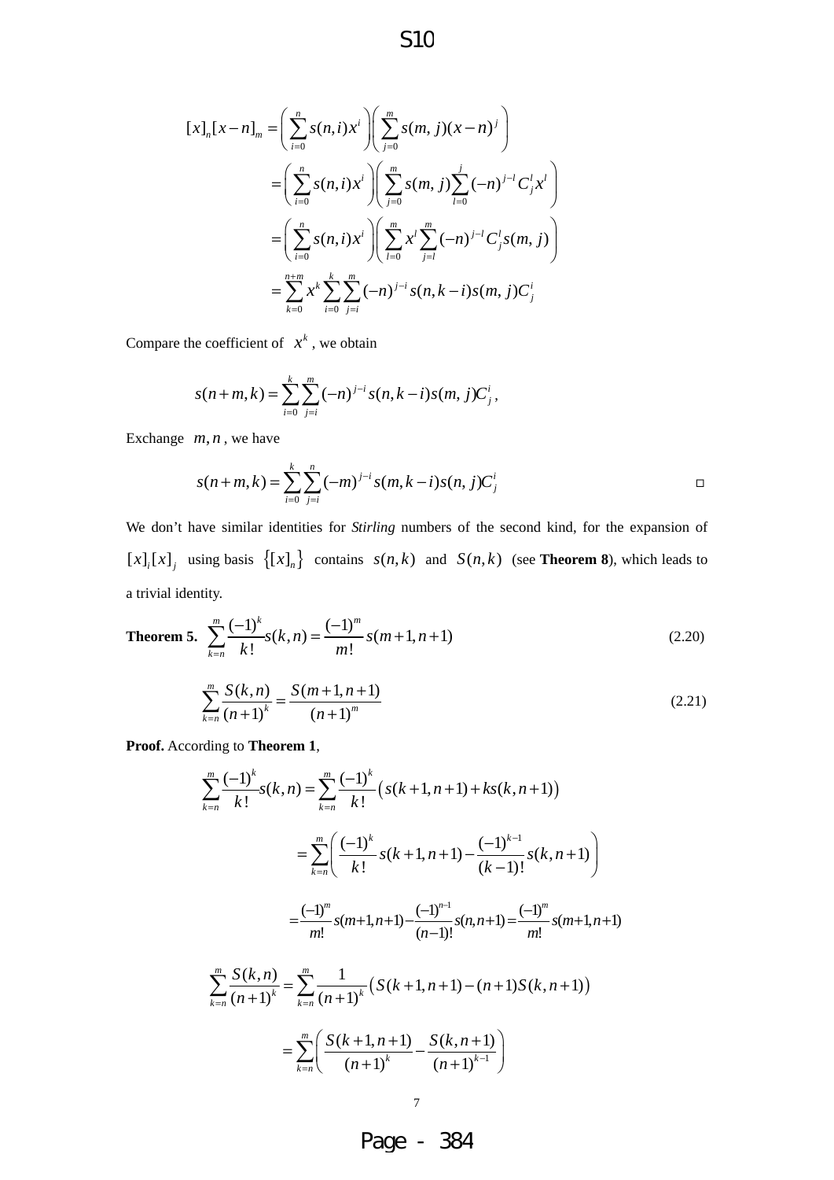$$
\begin{aligned}
[x]_n[x-n]_m &= \left(\sum_{i=0}^{n} s(n,i)x^i\right)\left(\sum_{j=0}^{m} s(m,j)(x-n)^j\right) \\
&= \left(\sum_{i=0}^{n} s(n,i)x^i\right)\left(\sum_{j=0}^{m} s(m,j)\sum_{l=0}^{j}(-n)^{j-l}C_j^l x^l\right) \\
&= \left(\sum_{i=0}^{n} s(n,i)x^i\right)\left(\sum_{l=0}^{m} x^l \sum_{j=l}^{m}(-n)^{j-l}C_j^l s(m,j)\right) \\
&= \sum_{k=0}^{n+m} x^k \sum_{i=0}^{k}\sum_{j=i}^{m}(-n)^{j-i} s(n,k-i)s(m,j)C_j^i
\end{aligned}
$$

Compare the coefficient of $x^k$, we obtain

$$
s(n+m,k) = \sum_{i=0}^{k}\sum_{j=i}^{m}(-n)^{j-i} s(n,k-i)s(m,j)C_j^i,
$$

Exchange $m,n$, we have

$$
s(n+m,k) = \sum_{i=0}^{k}\sum_{j=i}^{n}(-m)^{j-i} s(m,k-i)s(n,j)C_j^i \qquad \square
$$

We don't have similar identities for *Stirling* numbers of the second kind, for the expansion of $[x]_i[x]_j$ using basis $\{[x]_n\}$ contains $s(n,k)$ and $S(n,k)$ (see **Theorem 8**), which leads to a trivial identity.

**Theorem 5.** $\displaystyle\sum_{k=n}^{m}\frac{(-1)^k}{k!}s(k,n) = \frac{(-1)^m}{m!}s(m+1,n+1)$ (2.20)

$$
\sum_{k=n}^{m}\frac{S(k,n)}{(n+1)^k} = \frac{S(m+1,n+1)}{(n+1)^m} \tag{2.21}
$$

**Proof.** According to **Theorem 1**,

$$
\begin{aligned}
\sum_{k=n}^{m}\frac{(-1)^k}{k!}s(k,n) &= \sum_{k=n}^{m}\frac{(-1)^k}{k!}\left(s(k+1,n+1)+ks(k,n+1)\right) \\
&= \sum_{k=n}^{m}\left(\frac{(-1)^k}{k!}s(k+1,n+1) - \frac{(-1)^{k-1}}{(k-1)!}s(k,n+1)\right) \\
&= \frac{(-1)^m}{m!}s(m+1,n+1) - \frac{(-1)^{n-1}}{(n-1)!}s(n,n+1) = \frac{(-1)^m}{m!}s(m+1,n+1)
\end{aligned}
$$

$$
\begin{aligned}
\sum_{k=n}^{m}\frac{S(k,n)}{(n+1)^k} &= \sum_{k=n}^{m}\frac{1}{(n+1)^k}\left(S(k+1,n+1)-(n+1)S(k,n+1)\right) \\
&= \sum_{k=n}^{m}\left(\frac{S(k+1,n+1)}{(n+1)^k} - \frac{S(k,n+1)}{(n+1)^{k-1}}\right)
\end{aligned}
$$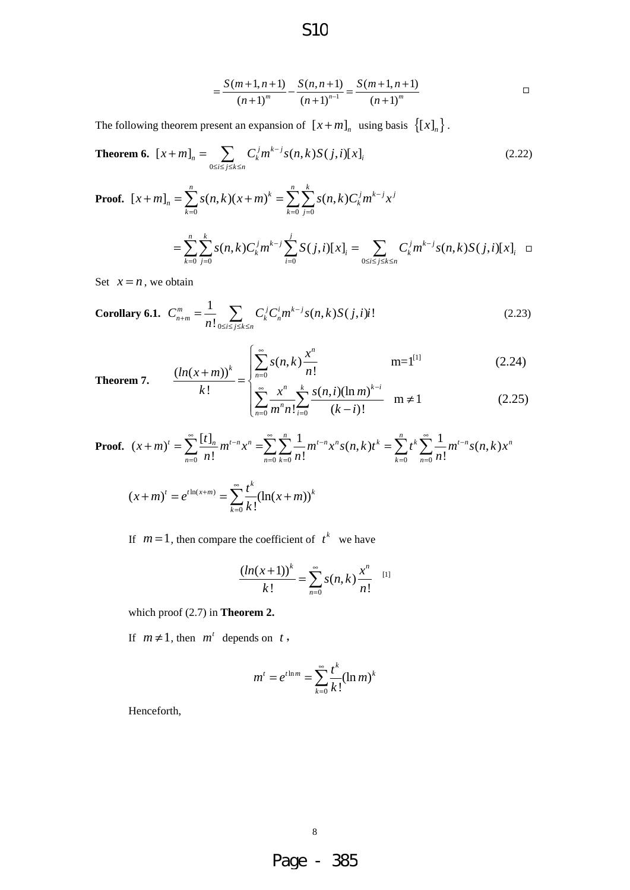$$= \frac{S(m+1,n+1)}{(n+1)^m} - \frac{S(n,n+1)}{(n+1)^{n-1}} = \frac{S(m+1,n+1)}{(n+1)^m} \qquad \square$$

The following theorem present an expansion of $[x+m]_n$ using basis $\{[x]_n\}$.

**Theorem 6.** $[x+m]_n = \sum_{0\le i\le j\le k\le n} C_k^j m^{k-j} s(n,k) S(j,i)[x]_i$ (2.22)

**Proof.** $[x+m]_n = \sum_{k=0}^{n} s(n,k)(x+m)^k = \sum_{k=0}^{n}\sum_{j=0}^{k} s(n,k) C_k^j m^{k-j} x^j$

$$= \sum_{k=0}^{n}\sum_{j=0}^{k} s(n,k) C_k^j m^{k-j} \sum_{i=0}^{j} S(j,i)[x]_i = \sum_{0\le i\le j\le k\le n} C_k^j m^{k-j} s(n,k) S(j,i)[x]_i \quad \square$$

Set $x = n$, we obtain

**Corollary 6.1.** $C_{n+m}^m = \frac{1}{n!}\sum_{0\le i\le j\le k\le n} C_k^j C_n^i m^{k-j} s(n,k) S(j,i) i!$ (2.23)

**Theorem 7.**
$$\frac{(ln(x+m))^k}{k!} = \begin{cases} \sum_{n=0}^{\infty} s(n,k)\frac{x^n}{n!} & \text{m=1[1]} \quad (2.24) \\ \sum_{n=0}^{\infty} \frac{x^n}{m^n n!}\sum_{i=0}^{k}\frac{s(n,i)(\ln m)^{k-i}}{(k-i)!} & m \ne 1 \quad (2.25) \end{cases}$$

**Proof.** $(x+m)^t = \sum_{n=0}^{\infty}\frac{[t]_n}{n!} m^{t-n} x^n = \sum_{n=0}^{\infty}\sum_{k=0}^{n}\frac{1}{n!} m^{t-n} x^n s(n,k) t^k = \sum_{k=0}^{n} t^k \sum_{n=0}^{\infty}\frac{1}{n!} m^{t-n} s(n,k) x^n$

$$(x+m)^t = e^{t\ln(x+m)} = \sum_{k=0}^{\infty}\frac{t^k}{k!}(\ln(x+m))^k$$

If $m = 1$, then compare the coefficient of $t^k$ we have

$$\frac{(ln(x+1))^k}{k!} = \sum_{n=0}^{\infty} s(n,k)\frac{x^n}{n!} \quad [1]$$

which proof (2.7) in **Theorem 2.**

If $m \ne 1$, then $m^t$ depends on $t$,

$$m^t = e^{t\ln m} = \sum_{k=0}^{\infty}\frac{t^k}{k!}(\ln m)^k$$

Henceforth,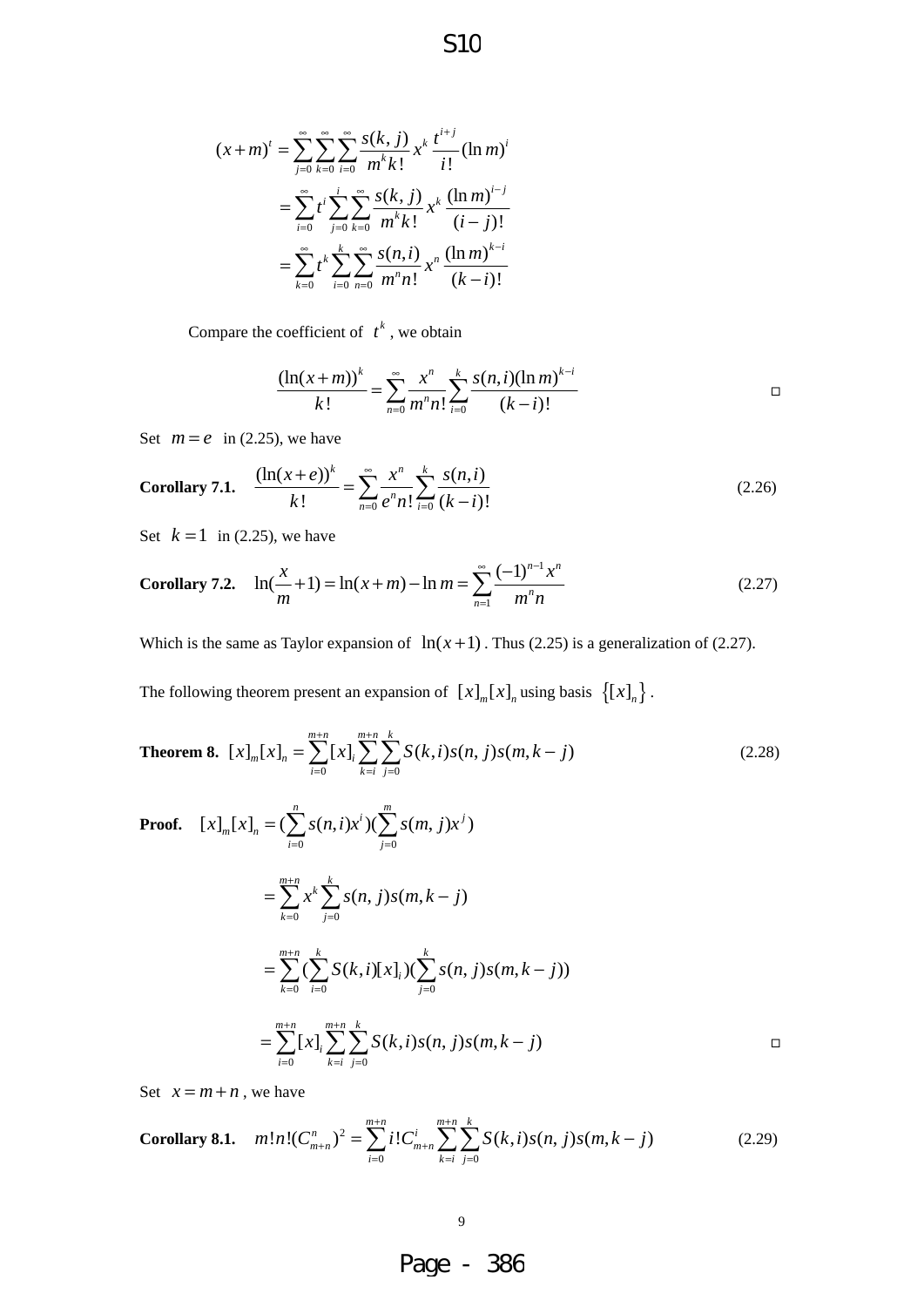$$(x+m)^t = \sum_{j=0}^{\infty}\sum_{k=0}^{\infty}\sum_{i=0}^{\infty}\frac{s(k,j)}{m^k k!}x^k\frac{t^{i+j}}{i!}(\ln m)^i$$

$$= \sum_{i=0}^{\infty}t^i\sum_{j=0}^{i}\sum_{k=0}^{\infty}\frac{s(k,j)}{m^k k!}x^k\frac{(\ln m)^{i-j}}{(i-j)!}$$

$$= \sum_{k=0}^{\infty}t^k\sum_{i=0}^{k}\sum_{n=0}^{\infty}\frac{s(n,i)}{m^n n!}x^n\frac{(\ln m)^{k-i}}{(k-i)!}$$

Compare the coefficient of $t^k$, we obtain

$$\frac{(\ln(x+m))^k}{k!} = \sum_{n=0}^{\infty}\frac{x^n}{m^n n!}\sum_{i=0}^{k}\frac{s(n,i)(\ln m)^{k-i}}{(k-i)!}$$ □

Set $m = e$ in (2.25), we have

**Corollary 7.1.** $$\frac{(\ln(x+e))^k}{k!} = \sum_{n=0}^{\infty}\frac{x^n}{e^n n!}\sum_{i=0}^{k}\frac{s(n,i)}{(k-i)!} \tag{2.26}$$

Set $k = 1$ in (2.25), we have

**Corollary 7.2.** $$\ln(\frac{x}{m}+1) = \ln(x+m) - \ln m = \sum_{n=1}^{\infty}\frac{(-1)^{n-1}x^n}{m^n n} \tag{2.27}$$

Which is the same as Taylor expansion of $\ln(x+1)$. Thus (2.25) is a generalization of (2.27).

The following theorem present an expansion of $[x]_m[x]_n$ using basis $\{[x]_n\}$.

**Theorem 8.** $$[x]_m[x]_n = \sum_{i=0}^{m+n}[x]_i\sum_{k=i}^{m+n}\sum_{j=0}^{k}S(k,i)s(n,j)s(m,k-j) \tag{2.28}$$

**Proof.** $$[x]_m[x]_n = (\sum_{i=0}^{n}s(n,i)x^i)(\sum_{j=0}^{m}s(m,j)x^j)$$

$$= \sum_{k=0}^{m+n}x^k\sum_{j=0}^{k}s(n,j)s(m,k-j)$$

$$= \sum_{k=0}^{m+n}(\sum_{i=0}^{k}S(k,i)[x]_i)(\sum_{j=0}^{k}s(n,j)s(m,k-j))$$

$$= \sum_{i=0}^{m+n}[x]_i\sum_{k=i}^{m+n}\sum_{j=0}^{k}S(k,i)s(n,j)s(m,k-j)$$ □

Set $x = m+n$, we have

**Corollary 8.1.** $$m!n!(C_{m+n}^{n})^2 = \sum_{i=0}^{m+n}i!C_{m+n}^{i}\sum_{k=i}^{m+n}\sum_{j=0}^{k}S(k,i)s(n,j)s(m,k-j) \tag{2.29}$$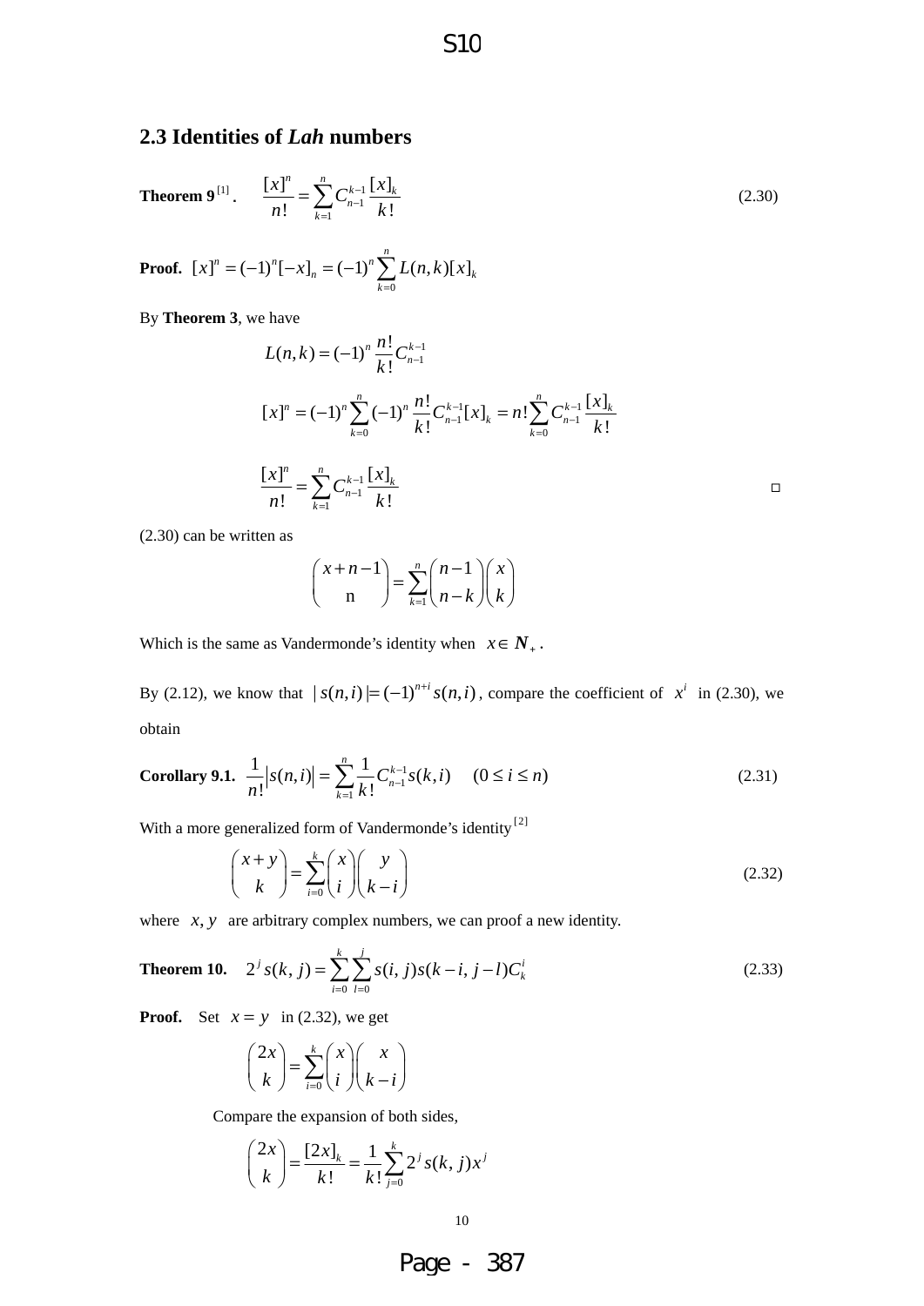## 2.3 Identities of *Lah* numbers

**Theorem 9**[1]**.** $$\frac{[x]^n}{n!}=\sum_{k=1}^{n}C_{n-1}^{k-1}\frac{[x]_k}{k!} \tag{2.30}$$

**Proof.** $[x]^n=(-1)^n[-x]_n=(-1)^n\sum_{k=0}^{n}L(n,k)[x]_k$

By **Theorem 3**, we have

$$L(n,k)=(-1)^n\frac{n!}{k!}C_{n-1}^{k-1}$$

$$[x]^n=(-1)^n\sum_{k=0}^{n}(-1)^n\frac{n!}{k!}C_{n-1}^{k-1}[x]_k=n!\sum_{k=0}^{n}C_{n-1}^{k-1}\frac{[x]_k}{k!}$$

$$\frac{[x]^n}{n!}=\sum_{k=1}^{n}C_{n-1}^{k-1}\frac{[x]_k}{k!}$$ □

(2.30) can be written as

$$\binom{x+n-1}{\text{n}}=\sum_{k=1}^{n}\binom{n-1}{n-k}\binom{x}{k}$$

Which is the same as Vandermonde's identity when $x\in \boldsymbol{N}_+$.

By (2.12), we know that $|s(n,i)|=(-1)^{n+i}s(n,i)$, compare the coefficient of $x^i$ in (2.30), we obtain

**Corollary 9.1.** $$\frac{1}{n!}\left|s(n,i)\right|=\sum_{k=1}^{n}\frac{1}{k!}C_{n-1}^{k-1}s(k,i) \quad (0\le i\le n) \tag{2.31}$$

With a more generalized form of Vandermonde's identity[2]

$$\binom{x+y}{k}=\sum_{i=0}^{k}\binom{x}{i}\binom{y}{k-i} \tag{2.32}$$

where $x,y$ are arbitrary complex numbers, we can proof a new identity.

**Theorem 10.** $$2^j s(k,j)=\sum_{i=0}^{k}\sum_{l=0}^{j}s(i,j)s(k-i,j-l)C_k^i \tag{2.33}$$

**Proof.** Set $x=y$ in (2.32), we get

$$\binom{2x}{k}=\sum_{i=0}^{k}\binom{x}{i}\binom{x}{k-i}$$

Compare the expansion of both sides,

$$\binom{2x}{k}=\frac{[2x]_k}{k!}=\frac{1}{k!}\sum_{j=0}^{k}2^j s(k,j)x^j$$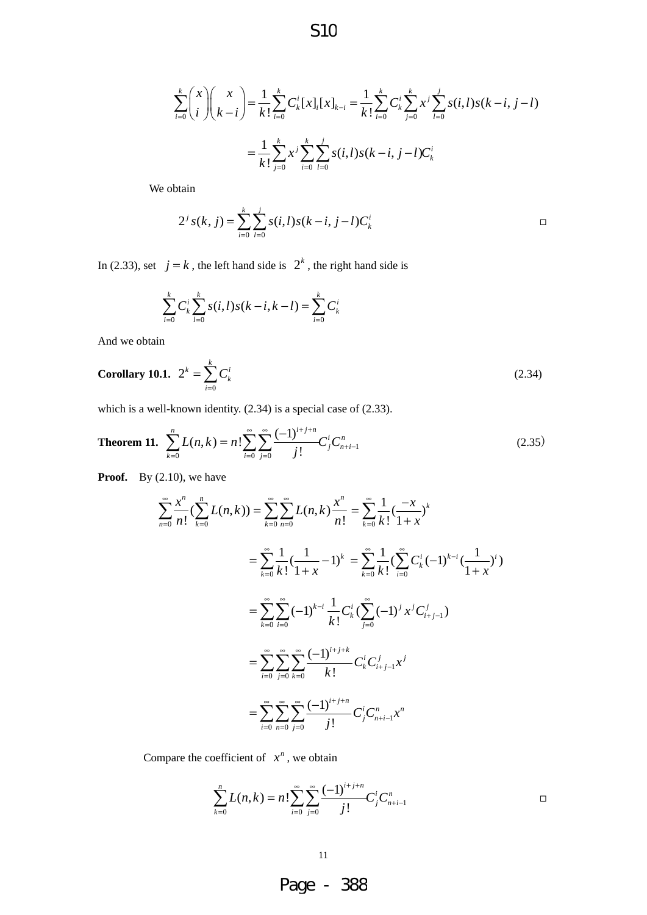$$\sum_{i=0}^{k}\binom{x}{i}\binom{x}{k-i}=\frac{1}{k!}\sum_{i=0}^{k}C_k^i[x]_i[x]_{k-i}=\frac{1}{k!}\sum_{i=0}^{k}C_k^i\sum_{j=0}^{k}x^j\sum_{l=0}^{j}s(i,l)s(k-i,j-l)$$

$$=\frac{1}{k!}\sum_{j=0}^{k}x^j\sum_{i=0}^{k}\sum_{l=0}^{j}s(i,l)s(k-i,j-l)C_k^i$$

We obtain

$$2^j s(k,j)=\sum_{i=0}^{k}\sum_{l=0}^{j}s(i,l)s(k-i,j-l)C_k^i \qquad \square$$

In (2.33), set $j=k$, the left hand side is $2^k$, the right hand side is

$$\sum_{i=0}^{k}C_k^i\sum_{l=0}^{k}s(i,l)s(k-i,k-l)=\sum_{i=0}^{k}C_k^i$$

And we obtain

**Corollary 10.1.** $2^k=\sum_{i=0}^{k}C_k^i$ (2.34)

which is a well-known identity. (2.34) is a special case of (2.33).

**Theorem 11.** $\sum_{k=0}^{n}L(n,k)=n!\sum_{i=0}^{\infty}\sum_{j=0}^{\infty}\frac{(-1)^{i+j+n}}{j!}C_j^iC_{n+i-1}^n$ (2.35)

**Proof.** By (2.10), we have

$$\sum_{n=0}^{\infty}\frac{x^n}{n!}\left(\sum_{k=0}^{n}L(n,k)\right)=\sum_{k=0}^{\infty}\sum_{n=0}^{\infty}L(n,k)\frac{x^n}{n!}=\sum_{k=0}^{\infty}\frac{1}{k!}\left(\frac{-x}{1+x}\right)^k$$

$$=\sum_{k=0}^{\infty}\frac{1}{k!}\left(\frac{1}{1+x}-1\right)^k=\sum_{k=0}^{\infty}\frac{1}{k!}\left(\sum_{i=0}^{\infty}C_k^i(-1)^{k-i}\left(\frac{1}{1+x}\right)^i\right)$$

$$=\sum_{k=0}^{\infty}\sum_{i=0}^{\infty}(-1)^{k-i}\frac{1}{k!}C_k^i\left(\sum_{j=0}^{\infty}(-1)^jx^jC_{i+j-1}^j\right)$$

$$=\sum_{i=0}^{\infty}\sum_{j=0}^{\infty}\sum_{k=0}^{\infty}\frac{(-1)^{i+j+k}}{k!}C_k^iC_{i+j-1}^jx^j$$

$$=\sum_{i=0}^{\infty}\sum_{n=0}^{\infty}\sum_{j=0}^{\infty}\frac{(-1)^{i+j+n}}{j!}C_j^iC_{n+i-1}^nx^n$$

Compare the coefficient of $x^n$, we obtain

$$\sum_{k=0}^{n}L(n,k)=n!\sum_{i=0}^{\infty}\sum_{j=0}^{\infty}\frac{(-1)^{i+j+n}}{j!}C_j^iC_{n+i-1}^n \qquad \square$$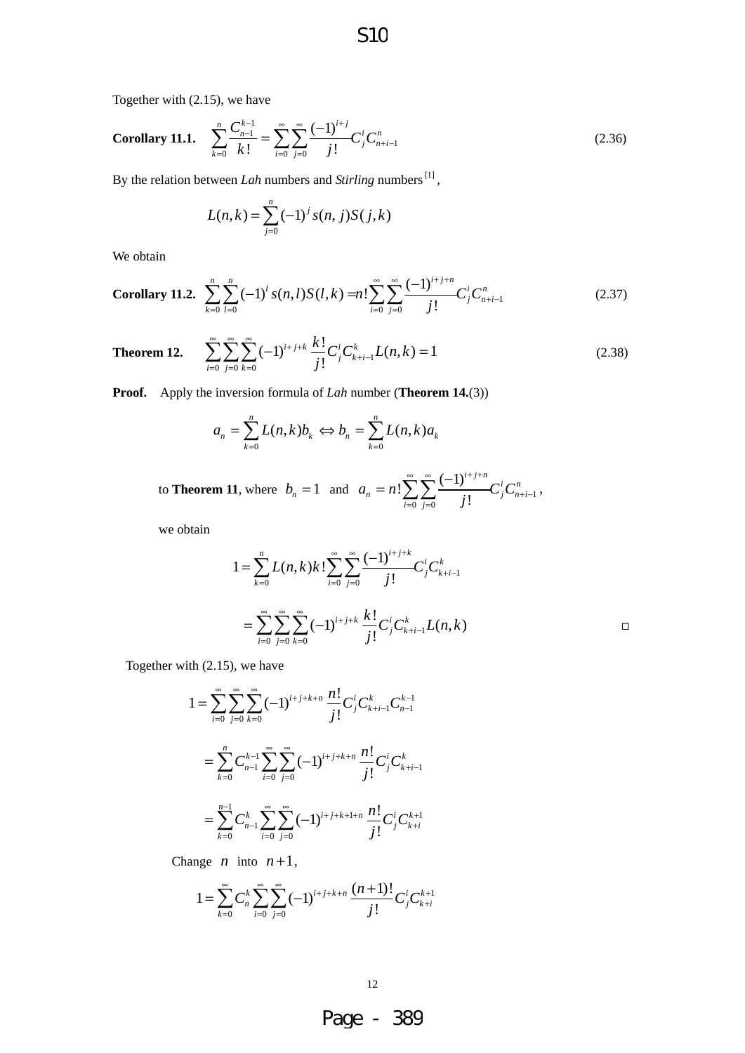Together with (2.15), we have

**Corollary 11.1.** $\displaystyle \sum_{k=0}^{n}\frac{C_{n-1}^{k-1}}{k!}=\sum_{i=0}^{\infty}\sum_{j=0}^{\infty}\frac{(-1)^{i+j}}{j!}C_j^iC_{n+i-1}^{n}$ (2.36)

By the relation between *Lah* numbers and *Stirling* numbers [1],

$$L(n,k)=\sum_{j=0}^{n}(-1)^j s(n,j)S(j,k)$$

We obtain

**Corollary 11.2.** $\displaystyle \sum_{k=0}^{n}\sum_{l=0}^{n}(-1)^l s(n,l)S(l,k)=n!\sum_{i=0}^{\infty}\sum_{j=0}^{\infty}\frac{(-1)^{i+j+n}}{j!}C_j^iC_{n+i-1}^{n}$ (2.37)

**Theorem 12.** $\displaystyle \sum_{i=0}^{\infty}\sum_{j=0}^{\infty}\sum_{k=0}^{\infty}(-1)^{i+j+k}\frac{k!}{j!}C_j^iC_{k+i-1}^{k}L(n,k)=1$ (2.38)

**Proof.** Apply the inversion formula of *Lah* number (**Theorem 14.**(3))

$$a_n=\sum_{k=0}^{n}L(n,k)b_k \Leftrightarrow b_n=\sum_{k=0}^{n}L(n,k)a_k$$

to **Theorem 11**, where $b_n=1$ and $a_n=n!\displaystyle\sum_{i=0}^{\infty}\sum_{j=0}^{\infty}\frac{(-1)^{i+j+n}}{j!}C_j^iC_{n+i-1}^{n}$,

we obtain

$$1=\sum_{k=0}^{n}L(n,k)k!\sum_{i=0}^{\infty}\sum_{j=0}^{\infty}\frac{(-1)^{i+j+k}}{j!}C_j^iC_{k+i-1}^{k}$$

$$=\sum_{i=0}^{\infty}\sum_{j=0}^{\infty}\sum_{k=0}^{\infty}(-1)^{i+j+k}\frac{k!}{j!}C_j^iC_{k+i-1}^{k}L(n,k)$$

□

Together with (2.15), we have

$$1=\sum_{i=0}^{\infty}\sum_{j=0}^{\infty}\sum_{k=0}^{\infty}(-1)^{i+j+k+n}\frac{n!}{j!}C_j^iC_{k+i-1}^{k}C_{n-1}^{k-1}$$

$$=\sum_{k=0}^{n}C_{n-1}^{k-1}\sum_{i=0}^{\infty}\sum_{j=0}^{\infty}(-1)^{i+j+k+n}\frac{n!}{j!}C_j^iC_{k+i-1}^{k}$$

$$=\sum_{k=0}^{n-1}C_{n-1}^{k}\sum_{i=0}^{\infty}\sum_{j=0}^{\infty}(-1)^{i+j+k+1+n}\frac{n!}{j!}C_j^iC_{k+i}^{k+1}$$

Change $n$ into $n+1$,

$$1=\sum_{k=0}^{\infty}C_n^k\sum_{i=0}^{\infty}\sum_{j=0}^{\infty}(-1)^{i+j+k+n}\frac{(n+1)!}{j!}C_j^iC_{k+i}^{k+1}$$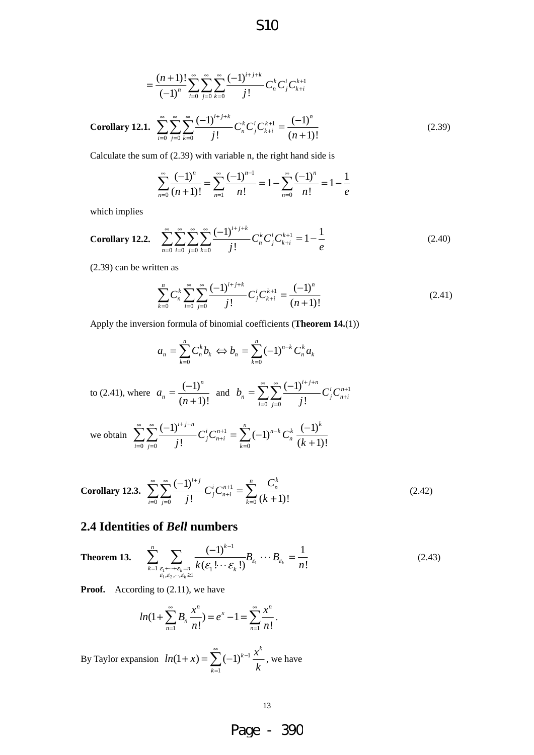$$= \frac{(n+1)!}{(-1)^n} \sum_{i=0}^{\infty} \sum_{j=0}^{\infty} \sum_{k=0}^{\infty} \frac{(-1)^{i+j+k}}{j!} C_n^k C_j^i C_{k+i}^{k+1}$$

**Corollary 12.1.** $$\sum_{i=0}^{\infty} \sum_{j=0}^{\infty} \sum_{k=0}^{\infty} \frac{(-1)^{i+j+k}}{j!} C_n^k C_j^i C_{k+i}^{k+1} = \frac{(-1)^n}{(n+1)!} \tag{2.39}$$

Calculate the sum of (2.39) with variable n, the right hand side is

$$\sum_{n=0}^{\infty} \frac{(-1)^n}{(n+1)!} = \sum_{n=1}^{\infty} \frac{(-1)^{n-1}}{n!} = 1 - \sum_{n=0}^{\infty} \frac{(-1)^n}{n!} = 1 - \frac{1}{e}$$

which implies

**Corollary 12.2.** $$\sum_{n=0}^{\infty} \sum_{i=0}^{\infty} \sum_{j=0}^{\infty} \sum_{k=0}^{\infty} \frac{(-1)^{i+j+k}}{j!} C_n^k C_j^i C_{k+i}^{k+1} = 1 - \frac{1}{e} \tag{2.40}$$

(2.39) can be written as

$$\sum_{k=0}^{n} C_n^k \sum_{i=0}^{\infty} \sum_{j=0}^{\infty} \frac{(-1)^{i+j+k}}{j!} C_j^i C_{k+i}^{k+1} = \frac{(-1)^n}{(n+1)!} \tag{2.41}$$

Apply the inversion formula of binomial coefficients (**Theorem 14.**(1))

$$a_n = \sum_{k=0}^{n} C_n^k b_k \Leftrightarrow b_n = \sum_{k=0}^{n} (-1)^{n-k} C_n^k a_k$$

to (2.41), where $a_n = \frac{(-1)^n}{(n+1)!}$ and $b_n = \sum_{i=0}^{\infty} \sum_{j=0}^{\infty} \frac{(-1)^{i+j+n}}{j!} C_j^i C_{n+i}^{n+1}$

we obtain $\sum_{i=0}^{\infty} \sum_{j=0}^{\infty} \frac{(-1)^{i+j+n}}{j!} C_j^i C_{n+i}^{n+1} = \sum_{k=0}^{n} (-1)^{n-k} C_n^k \frac{(-1)^k}{(k+1)!}$

**Corollary 12.3.** $$\sum_{i=0}^{\infty} \sum_{j=0}^{\infty} \frac{(-1)^{i+j}}{j!} C_j^i C_{n+i}^{n+1} = \sum_{k=0}^{n} \frac{C_n^k}{(k+1)!} \tag{2.42}$$

## 2.4 Identities of *Bell* numbers

**Theorem 13.** $$\sum_{k=1}^{n} \sum_{\substack{\varepsilon_1+\cdots+\varepsilon_k=n \\ \varepsilon_1,\varepsilon_2,\cdots,\varepsilon_k \geq 1}} \frac{(-1)^{k-1}}{k(\varepsilon_1!\cdots\varepsilon_k!)} B_{\varepsilon_1} \cdots B_{\varepsilon_k} = \frac{1}{n!} \tag{2.43}$$

**Proof.** According to (2.11), we have

$$ln(1+\sum_{n=1}^{\infty} B_n \frac{x^n}{n!}) = e^x - 1 = \sum_{n=1}^{\infty} \frac{x^n}{n!}.$$

By Taylor expansion $ln(1+x) = \sum_{k=1}^{\infty} (-1)^{k-1} \frac{x^k}{k}$, we have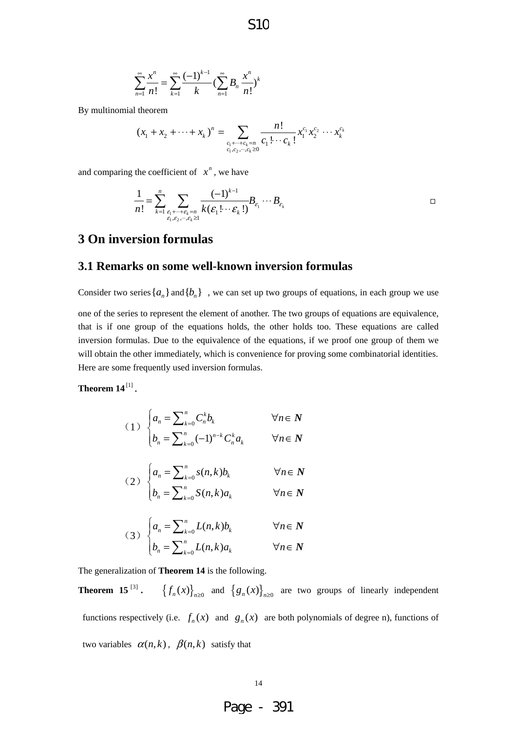$$\sum_{n=1}^{\infty}\frac{x^n}{n!}=\sum_{k=1}^{\infty}\frac{(-1)^{k-1}}{k}(\sum_{n=1}^{\infty}B_n\frac{x^n}{n!})^k$$

By multinomial theorem

$$(x_1+x_2+\cdots+x_k)^n=\sum_{\substack{c_1+\cdots+c_k=n\\ c_1,c_2,\cdots,c_k\geq 0}}\frac{n!}{c_1!\cdots c_k!}x_1^{c_1}x_2^{c_2}\cdots x_k^{c_k}$$

and comparing the coefficient of $x^n$, we have

$$\frac{1}{n!}=\sum_{k=1}^{n}\sum_{\substack{\varepsilon_1+\cdots+\varepsilon_k=n\\ \varepsilon_1,\varepsilon_2,\cdots,\varepsilon_k\geq 1}}\frac{(-1)^{k-1}}{k(\varepsilon_1!\cdots\varepsilon_k!)}B_{\varepsilon_1}\cdots B_{\varepsilon_k}$$ □

## 3 On inversion formulas

### 3.1 Remarks on some well-known inversion formulas

Consider two series $\{a_n\}$ and $\{b_n\}$, we can set up two groups of equations, in each group we use one of the series to represent the element of another. The two groups of equations are equivalence, that is if one group of the equations holds, the other holds too. These equations are called inversion formulas. Due to the equivalence of the equations, if we proof one group of them we will obtain the other immediately, which is convenience for proving some combinatorial identities. Here are some frequently used inversion formulas.

**Theorem 14**[1] **.**

(1) $$\begin{cases} a_n=\sum_{k=0}^{n}C_n^k b_k & \forall n\in \boldsymbol{N}\\ b_n=\sum_{k=0}^{n}(-1)^{n-k}C_n^k a_k & \forall n\in \boldsymbol{N}\end{cases}$$

(2) $$\begin{cases} a_n=\sum_{k=0}^{n}s(n,k)b_k & \forall n\in \boldsymbol{N}\\ b_n=\sum_{k=0}^{n}S(n,k)a_k & \forall n\in \boldsymbol{N}\end{cases}$$

(3) $$\begin{cases} a_n=\sum_{k=0}^{n}L(n,k)b_k & \forall n\in \boldsymbol{N}\\ b_n=\sum_{k=0}^{n}L(n,k)a_k & \forall n\in \boldsymbol{N}\end{cases}$$

The generalization of **Theorem 14** is the following.

**Theorem 15**[3] **.** $\{f_n(x)\}_{n\geq 0}$ and $\{g_n(x)\}_{n\geq 0}$ are two groups of linearly independent functions respectively (i.e. $f_n(x)$ and $g_n(x)$ are both polynomials of degree n), functions of two variables $\alpha(n,k)$, $\beta(n,k)$ satisfy that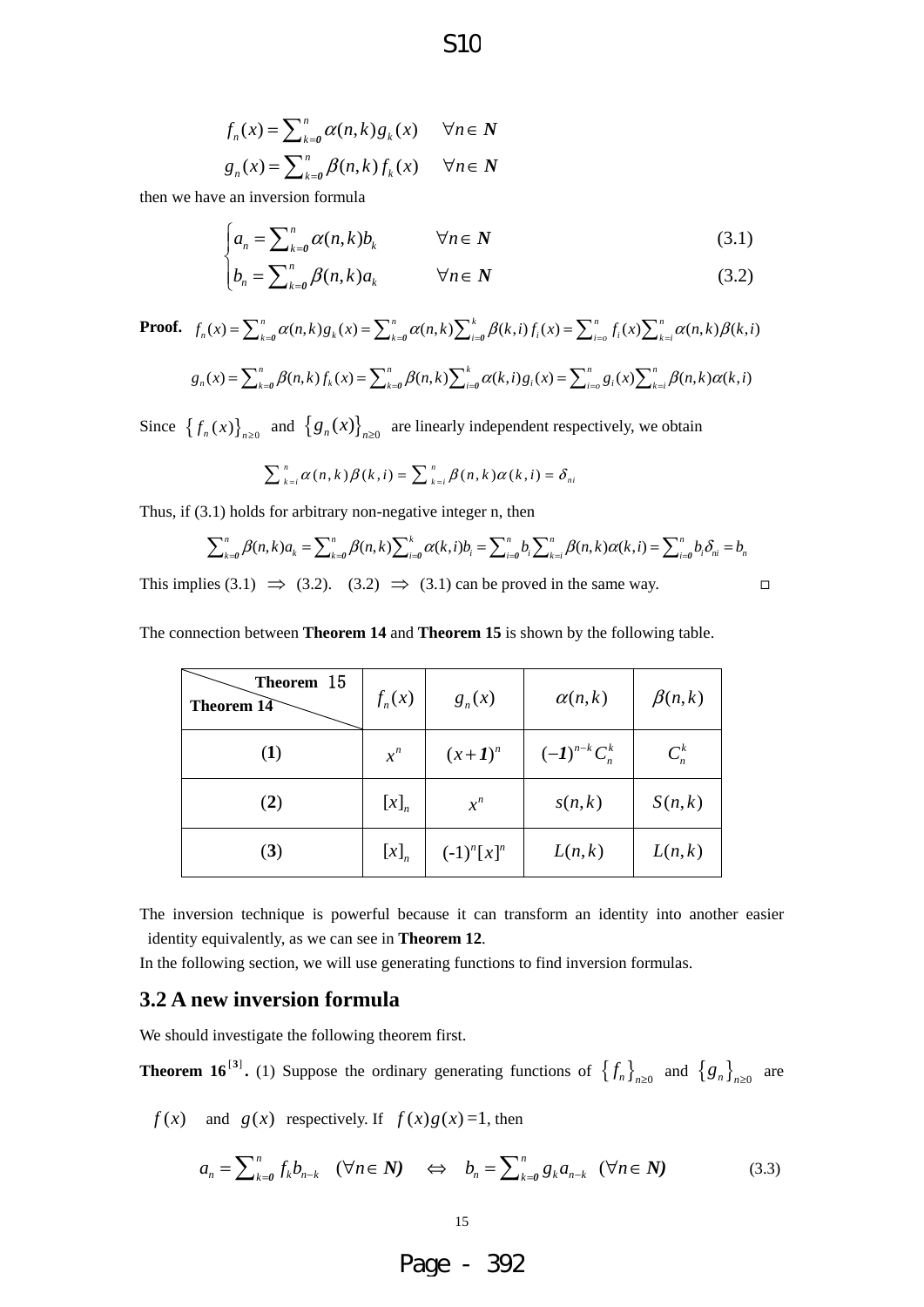$$f_n(x) = \sum_{k=0}^{n} \alpha(n,k) g_k(x) \quad \forall n \in \boldsymbol{N}$$

$$g_n(x) = \sum_{k=0}^{n} \beta(n,k) f_k(x) \quad \forall n \in \boldsymbol{N}$$

then we have an inversion formula

$$\begin{cases} a_n = \sum_{k=0}^{n} \alpha(n,k) b_k & \forall n \in \boldsymbol{N} \quad (3.1) \\ b_n = \sum_{k=0}^{n} \beta(n,k) a_k & \forall n \in \boldsymbol{N} \quad (3.2) \end{cases}$$

**Proof.** $f_n(x) = \sum_{k=0}^{n} \alpha(n,k) g_k(x) = \sum_{k=0}^{n} \alpha(n,k) \sum_{i=0}^{k} \beta(k,i) f_i(x) = \sum_{i=o}^{n} f_i(x) \sum_{k=i}^{n} \alpha(n,k) \beta(k,i)$

$$g_n(x) = \sum_{k=0}^{n} \beta(n,k) f_k(x) = \sum_{k=0}^{n} \beta(n,k) \sum_{i=0}^{k} \alpha(k,i) g_i(x) = \sum_{i=o}^{n} g_i(x) \sum_{k=i}^{n} \beta(n,k) \alpha(k,i)$$

Since $\{f_n(x)\}_{n\geq 0}$ and $\{g_n(x)\}_{n\geq 0}$ are linearly independent respectively, we obtain

$$\sum_{k=i}^{n} \alpha(n,k) \beta(k,i) = \sum_{k=i}^{n} \beta(n,k) \alpha(k,i) = \delta_{ni}$$

Thus, if (3.1) holds for arbitrary non-negative integer n, then

$$\sum_{k=0}^{n} \beta(n,k) a_k = \sum_{k=0}^{n} \beta(n,k) \sum_{i=0}^{k} \alpha(k,i) b_i = \sum_{i=0}^{n} b_i \sum_{k=i}^{n} \beta(n,k) \alpha(k,i) = \sum_{i=0}^{n} b_i \delta_{ni} = b_n$$

This implies (3.1) $\Rightarrow$ (3.2). (3.2) $\Rightarrow$ (3.1) can be proved in the same way. □

The connection between **Theorem 14** and **Theorem 15** is shown by the following table.

| Theorem 15 / Theorem 14 | $f_n(x)$ | $g_n(x)$ | $\alpha(n,k)$ | $\beta(n,k)$ |
|---|---|---|---|---|
| (1) | $x^n$ | $(x+1)^n$ | $(-1)^{n-k} C_n^k$ | $C_n^k$ |
| (2) | $[x]_n$ | $x^n$ | $s(n,k)$ | $S(n,k)$ |
| (3) | $[x]_n$ | $(-1)^n [x]^n$ | $L(n,k)$ | $L(n,k)$ |

The inversion technique is powerful because it can transform an identity into another easier identity equivalently, as we can see in **Theorem 12**.

In the following section, we will use generating functions to find inversion formulas.

## 3.2 A new inversion formula

We should investigate the following theorem first.

**Theorem 16**[3]**.** (1) Suppose the ordinary generating functions of $\{f_n\}_{n\geq 0}$ and $\{g_n\}_{n\geq 0}$ are $f(x)$ and $g(x)$ respectively. If $f(x)g(x) = 1$, then

$$a_n = \sum_{k=0}^{n} f_k b_{n-k} \quad (\forall n \in \boldsymbol{N}) \quad \Leftrightarrow \quad b_n = \sum_{k=0}^{n} g_k a_{n-k} \quad (\forall n \in \boldsymbol{N}) \qquad (3.3)$$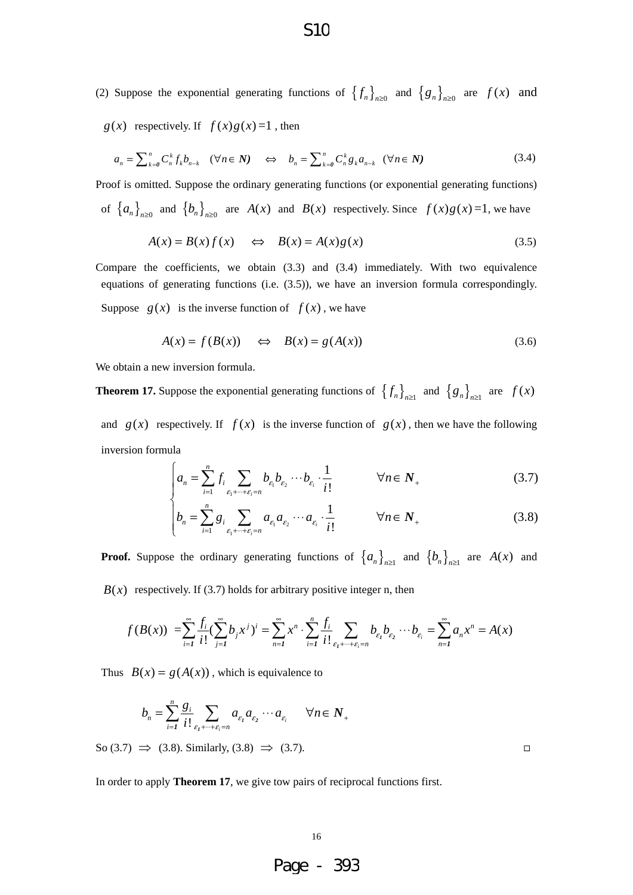(2) Suppose the exponential generating functions of $\{f_n\}_{n\geq 0}$ and $\{g_n\}_{n\geq 0}$ are $f(x)$ and $g(x)$ respectively. If $f(x)g(x)=1$, then

$$a_n = \sum_{k=0}^{n} C_n^k f_k b_{n-k} \quad (\forall n \in \boldsymbol{N}) \quad \Leftrightarrow \quad b_n = \sum_{k=0}^{n} C_n^k g_k a_{n-k} \quad (\forall n \in \boldsymbol{N}) \tag{3.4}$$

Proof is omitted. Suppose the ordinary generating functions (or exponential generating functions) of $\{a_n\}_{n\geq 0}$ and $\{b_n\}_{n\geq 0}$ are $A(x)$ and $B(x)$ respectively. Since $f(x)g(x)=1$, we have

$$A(x) = B(x) f(x) \quad \Leftrightarrow \quad B(x) = A(x) g(x) \tag{3.5}$$

Compare the coefficients, we obtain (3.3) and (3.4) immediately. With two equivalence equations of generating functions (i.e. (3.5)), we have an inversion formula correspondingly. Suppose $g(x)$ is the inverse function of $f(x)$, we have

$$A(x) = f(B(x)) \quad \Leftrightarrow \quad B(x) = g(A(x)) \tag{3.6}$$

We obtain a new inversion formula.

**Theorem 17.** Suppose the exponential generating functions of $\{f_n\}_{n\geq 1}$ and $\{g_n\}_{n\geq 1}$ are $f(x)$ and $g(x)$ respectively. If $f(x)$ is the inverse function of $g(x)$, then we have the following inversion formula

$$\begin{cases} a_n = \displaystyle\sum_{i=1}^{n} f_i \sum_{\varepsilon_1+\cdots+\varepsilon_i=n} b_{\varepsilon_1} b_{\varepsilon_2} \cdots b_{\varepsilon_i} \cdot \frac{1}{i!} & \forall n \in \boldsymbol{N}_+ \quad (3.7) \\ b_n = \displaystyle\sum_{i=1}^{n} g_i \sum_{\varepsilon_1+\cdots+\varepsilon_i=n} a_{\varepsilon_1} a_{\varepsilon_2} \cdots a_{\varepsilon_i} \cdot \frac{1}{i!} & \forall n \in \boldsymbol{N}_+ \quad (3.8) \end{cases}$$

**Proof.** Suppose the ordinary generating functions of $\{a_n\}_{n\geq 1}$ and $\{b_n\}_{n\geq 1}$ are $A(x)$ and $B(x)$ respectively. If (3.7) holds for arbitrary positive integer n, then

$$f(B(x)) = \sum_{i=1}^{\infty} \frac{f_i}{i!} \left(\sum_{j=1}^{\infty} b_j x^j\right)^i = \sum_{n=1}^{\infty} x^n \cdot \sum_{i=1}^{n} \frac{f_i}{i!} \sum_{\varepsilon_1+\cdots+\varepsilon_i=n} b_{\varepsilon_1} b_{\varepsilon_2} \cdots b_{\varepsilon_i} = \sum_{n=1}^{\infty} a_n x^n = A(x)$$

Thus $B(x) = g(A(x))$, which is equivalence to

$$b_n = \sum_{i=1}^{n} \frac{g_i}{i!} \sum_{\varepsilon_1+\cdots+\varepsilon_i=n} a_{\varepsilon_1} a_{\varepsilon_2} \cdots a_{\varepsilon_i} \quad \forall n \in \boldsymbol{N}_+$$

So (3.7) $\Rightarrow$ (3.8). Similarly, (3.8) $\Rightarrow$ (3.7). □

In order to apply **Theorem 17**, we give tow pairs of reciprocal functions first.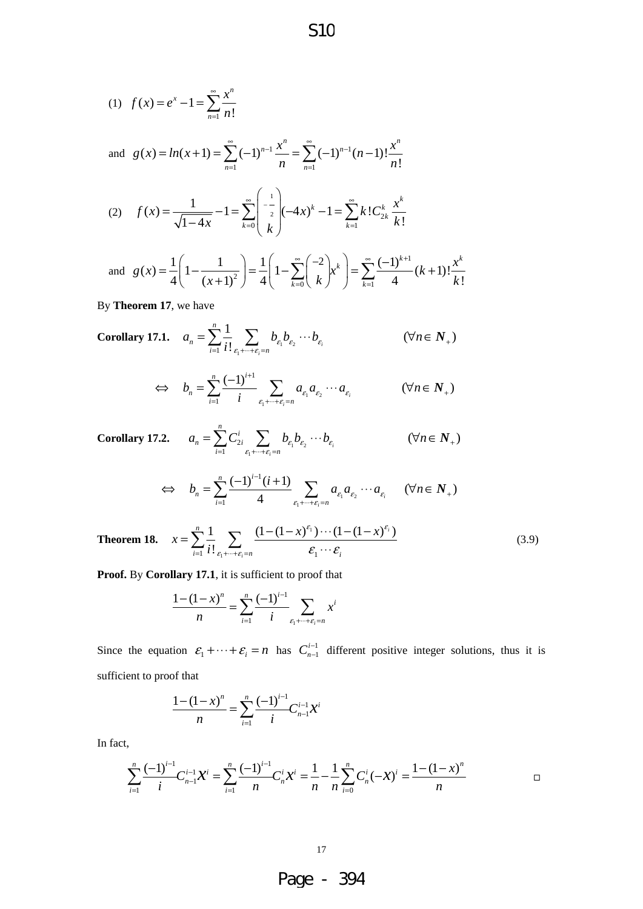(1) $f(x) = e^x - 1 = \sum_{n=1}^{\infty} \frac{x^n}{n!}$

and $g(x) = ln(x+1) = \sum_{n=1}^{\infty} (-1)^{n-1} \frac{x^n}{n} = \sum_{n=1}^{\infty} (-1)^{n-1}(n-1)! \frac{x^n}{n!}$

(2) $f(x) = \frac{1}{\sqrt{1-4x}} - 1 = \sum_{k=0}^{\infty} \binom{-\frac{1}{2}}{k} (-4x)^k - 1 = \sum_{k=1}^{\infty} k! C_{2k}^k \frac{x^k}{k!}$

and $g(x) = \frac{1}{4}\left(1 - \frac{1}{(x+1)^2}\right) = \frac{1}{4}\left(1 - \sum_{k=0}^{\infty} \binom{-2}{k} x^k\right) = \sum_{k=1}^{\infty} \frac{(-1)^{k+1}}{4}(k+1)! \frac{x^k}{k!}$

By **Theorem 17**, we have

**Corollary 17.1.** $a_n = \sum_{i=1}^{n} \frac{1}{i!} \sum_{\varepsilon_1 + \cdots + \varepsilon_i = n} b_{\varepsilon_1} b_{\varepsilon_2} \cdots b_{\varepsilon_i} \qquad (\forall n \in \boldsymbol{N}_+)$

$$\Leftrightarrow \quad b_n = \sum_{i=1}^{n} \frac{(-1)^{i+1}}{i} \sum_{\varepsilon_1 + \cdots + \varepsilon_i = n} a_{\varepsilon_1} a_{\varepsilon_2} \cdots a_{\varepsilon_i} \qquad (\forall n \in \boldsymbol{N}_+)$$

**Corollary 17.2.** $a_n = \sum_{i=1}^{n} C_{2i}^i \sum_{\varepsilon_1 + \cdots + \varepsilon_i = n} b_{\varepsilon_1} b_{\varepsilon_2} \cdots b_{\varepsilon_i} \qquad (\forall n \in \boldsymbol{N}_+)$

$$\Leftrightarrow \quad b_n = \sum_{i=1}^{n} \frac{(-1)^{i-1}(i+1)}{4} \sum_{\varepsilon_1 + \cdots + \varepsilon_i = n} a_{\varepsilon_1} a_{\varepsilon_2} \cdots a_{\varepsilon_i} \qquad (\forall n \in \boldsymbol{N}_+)$$

**Theorem 18.** $x = \sum_{i=1}^{n} \frac{1}{i!} \sum_{\varepsilon_1 + \cdots + \varepsilon_i = n} \frac{(1-(1-x)^{\varepsilon_1}) \cdots (1-(1-x)^{\varepsilon_i})}{\varepsilon_1 \cdots \varepsilon_i} \qquad (3.9)$

**Proof.** By **Corollary 17.1**, it is sufficient to proof that

$$\frac{1-(1-x)^n}{n} = \sum_{i=1}^{n} \frac{(-1)^{i-1}}{i} \sum_{\varepsilon_1 + \cdots + \varepsilon_i = n} x^i$$

Since the equation $\varepsilon_1 + \cdots + \varepsilon_i = n$ has $C_{n-1}^{i-1}$ different positive integer solutions, thus it is sufficient to proof that

$$\frac{1-(1-x)^n}{n} = \sum_{i=1}^{n} \frac{(-1)^{i-1}}{i} C_{n-1}^{i-1} x^i$$

In fact,

$$\sum_{i=1}^{n} \frac{(-1)^{i-1}}{i} C_{n-1}^{i-1} x^i = \sum_{i=1}^{n} \frac{(-1)^{i-1}}{n} C_n^i x^i = \frac{1}{n} - \frac{1}{n}\sum_{i=0}^{n} C_n^i (-x)^i = \frac{1-(1-x)^n}{n} \qquad \square$$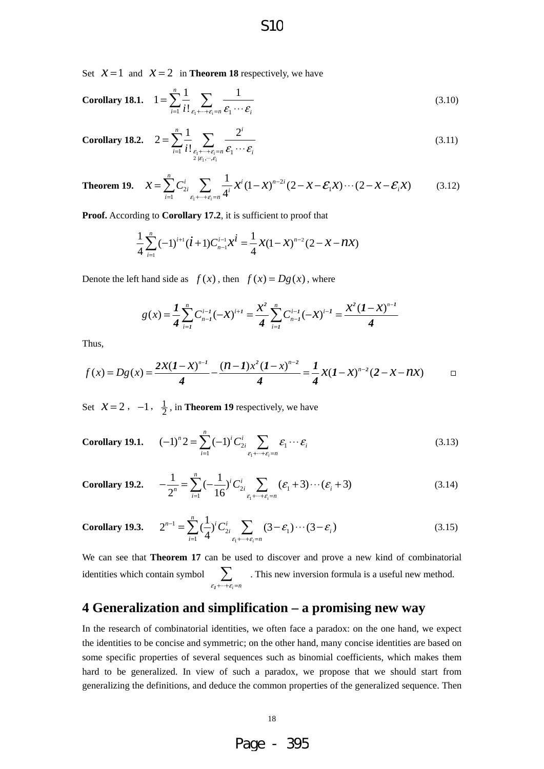Set $x=1$ and $x=2$ in **Theorem 18** respectively, we have

**Corollary 18.1.** $$1=\sum_{i=1}^{n}\frac{1}{i!}\sum_{\varepsilon_1+\cdots+\varepsilon_i=n}\frac{1}{\varepsilon_1\cdots\varepsilon_i} \tag{3.10}$$

**Corollary 18.2.** $$2=\sum_{i=1}^{n}\frac{1}{i!}\sum_{\substack{\varepsilon_1+\cdots+\varepsilon_i=n\\ 2\,|\varepsilon_1,\cdots,\varepsilon_i}}\frac{2^i}{\varepsilon_1\cdots\varepsilon_i} \tag{3.11}$$

**Theorem 19.** $$x=\sum_{i=1}^{n}C_{2i}^{i}\sum_{\varepsilon_1+\cdots+\varepsilon_i=n}\frac{1}{4^i}x^i(1-x)^{n-2i}(2-x-\varepsilon_1 x)\cdots(2-x-\varepsilon_i x) \tag{3.12}$$

**Proof.** According to **Corollary 17.2**, it is sufficient to proof that

$$\frac{1}{4}\sum_{i=1}^{n}(-1)^{i+1}(i+1)C_{n-1}^{i-1}x^i=\frac{1}{4}x(1-x)^{n-2}(2-x-nx)$$

Denote the left hand side as $f(x)$, then $f(x)=Dg(x)$, where

$$g(x)=\frac{1}{4}\sum_{i=1}^{n}C_{n-1}^{i-1}(-x)^{i+1}=\frac{x^2}{4}\sum_{i=1}^{n}C_{n-1}^{i-1}(-x)^{i-1}=\frac{x^2(1-x)^{n-1}}{4}$$

Thus,

$$f(x)=Dg(x)=\frac{2x(1-x)^{n-1}}{4}-\frac{(n-1)x^2(1-x)^{n-2}}{4}=\frac{1}{4}x(1-x)^{n-2}(2-x-nx) \qquad \square$$

Set $x=2$, $-1$, $\frac{1}{2}$, in **Theorem 19** respectively, we have

**Corollary 19.1.** $$(-1)^n 2=\sum_{i=1}^{n}(-1)^i C_{2i}^{i}\sum_{\varepsilon_1+\cdots+\varepsilon_i=n}\varepsilon_1\cdots\varepsilon_i \tag{3.13}$$

**Corollary 19.2.** $$-\frac{1}{2^n}=\sum_{i=1}^{n}\left(-\frac{1}{16}\right)^i C_{2i}^{i}\sum_{\varepsilon_1+\cdots+\varepsilon_i=n}(\varepsilon_1+3)\cdots(\varepsilon_i+3) \tag{3.14}$$

**Corollary 19.3.** $$2^{n-1}=\sum_{i=1}^{n}\left(\frac{1}{4}\right)^i C_{2i}^{i}\sum_{\varepsilon_1+\cdots+\varepsilon_i=n}(3-\varepsilon_1)\cdots(3-\varepsilon_i) \tag{3.15}$$

We can see that **Theorem 17** can be used to discover and prove a new kind of combinatorial identities which contain symbol $\sum_{\varepsilon_1+\cdots+\varepsilon_i=n}$. This new inversion formula is a useful new method.

## 4 Generalization and simplification – a promising new way

In the research of combinatorial identities, we often face a paradox: on the one hand, we expect the identities to be concise and symmetric; on the other hand, many concise identities are based on some specific properties of several sequences such as binomial coefficients, which makes them hard to be generalized. In view of such a paradox, we propose that we should start from generalizing the definitions, and deduce the common properties of the generalized sequence. Then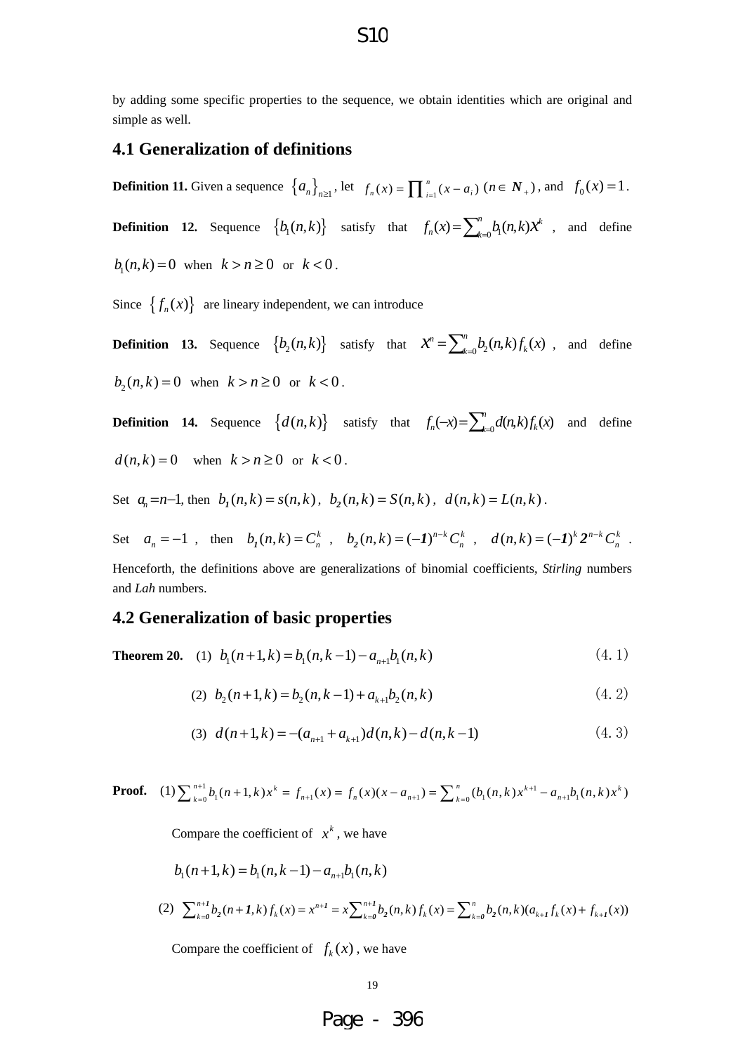by adding some specific properties to the sequence, we obtain identities which are original and simple as well.

## 4.1 Generalization of definitions

**Definition 11.** Given a sequence $\{a_n\}_{n\geq 1}$, let $f_n(x)=\prod_{i=1}^{n}(x-a_i)$ $(n\in \boldsymbol{N}_+)$, and $f_0(x)=1$.

**Definition 12.** Sequence $\{b_1(n,k)\}$ satisfy that $f_n(x)=\sum_{k=0}^{n} b_1(n,k)x^k$, and define $b_1(n,k)=0$ when $k>n\geq 0$ or $k<0$.

Since $\{f_n(x)\}$ are lineary independent, we can introduce

**Definition 13.** Sequence $\{b_2(n,k)\}$ satisfy that $x^n=\sum_{k=0}^{n} b_2(n,k)f_k(x)$, and define $b_2(n,k)=0$ when $k>n\geq 0$ or $k<0$.

**Definition 14.** Sequence $\{d(n,k)\}$ satisfy that $f_n(-x)=\sum_{k=0}^{n} d(n,k)f_k(x)$ and define $d(n,k)=0$ when $k>n\geq 0$ or $k<0$.

Set $a_n=n-1$, then $b_1(n,k)=s(n,k)$, $b_2(n,k)=S(n,k)$, $d(n,k)=L(n,k)$.

Set $a_n=-1$, then $b_1(n,k)=C_n^k$, $b_2(n,k)=(-1)^{n-k}C_n^k$, $d(n,k)=(-1)^k 2^{n-k}C_n^k$.

Henceforth, the definitions above are generalizations of binomial coefficients, *Stirling* numbers and *Lah* numbers.

## 4.2 Generalization of basic properties

**Theorem 20.** (1) $b_1(n+1,k)=b_1(n,k-1)-a_{n+1}b_1(n,k)$ (4.1)

(2) $b_2(n+1,k)=b_2(n,k-1)+a_{k+1}b_2(n,k)$ (4.2)

(3) $d(n+1,k)=-(a_{n+1}+a_{k+1})d(n,k)-d(n,k-1)$ (4.3)

**Proof.** (1) $\sum_{k=0}^{n+1} b_1(n+1,k)x^k = f_{n+1}(x) = f_n(x)(x-a_{n+1}) = \sum_{k=0}^{n}(b_1(n,k)x^{k+1}-a_{n+1}b_1(n,k)x^k)$

Compare the coefficient of $x^k$, we have

$$b_1(n+1,k)=b_1(n,k-1)-a_{n+1}b_1(n,k)$$

(2) $\sum_{k=0}^{n+1} b_2(n+1,k)f_k(x)=x^{n+1}=x\sum_{k=0}^{n+1} b_2(n,k)f_k(x)=\sum_{k=0}^{n} b_2(n,k)(a_{k+1}f_k(x)+f_{k+1}(x))$

Compare the coefficient of $f_k(x)$, we have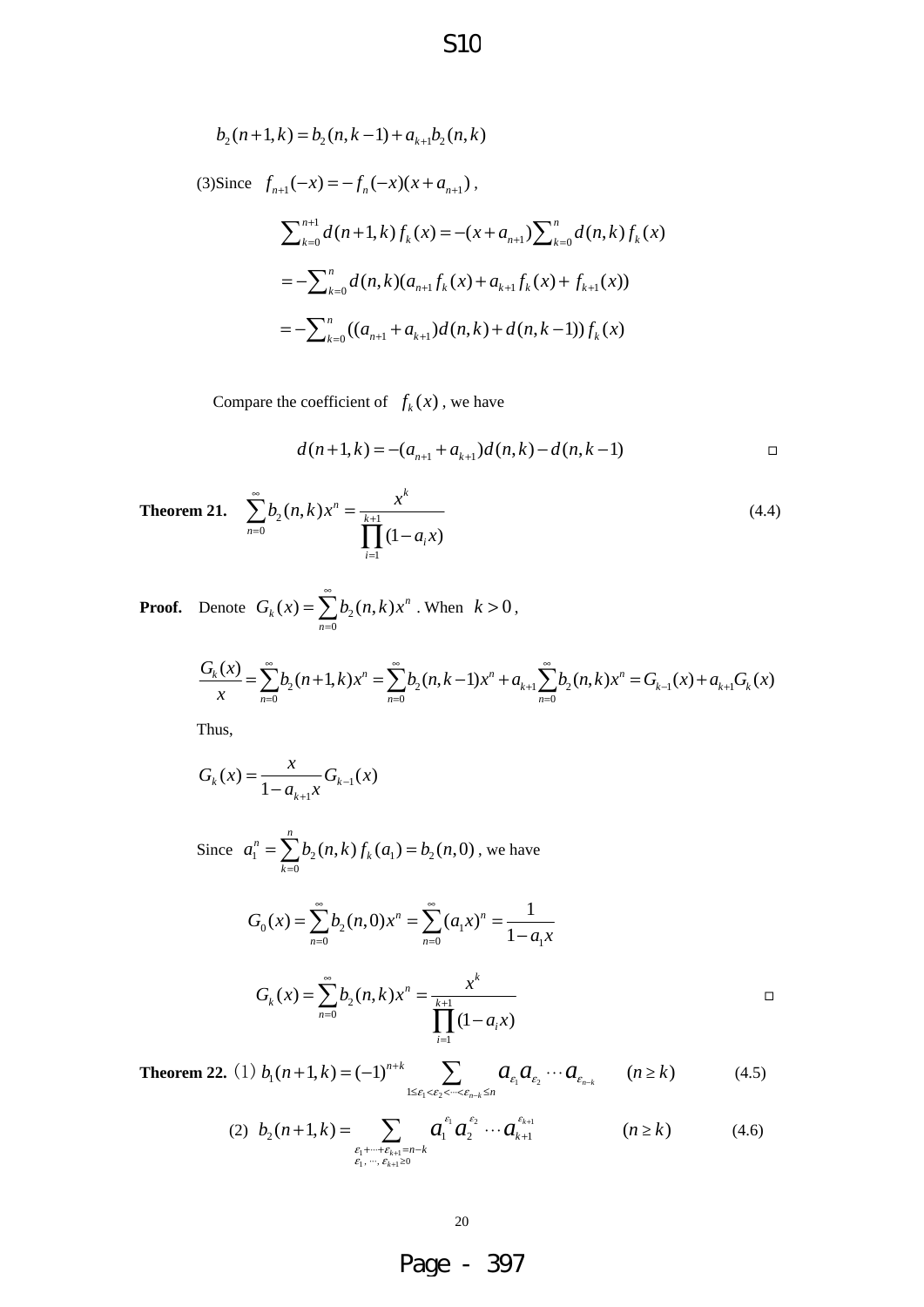$$b_2(n+1,k) = b_2(n,k-1) + a_{k+1}b_2(n,k)$$

(3)Since $f_{n+1}(-x) = -f_n(-x)(x+a_{n+1})$,

$$\sum_{k=0}^{n+1} d(n+1,k) f_k(x) = -(x+a_{n+1})\sum_{k=0}^{n} d(n,k) f_k(x)$$

$$= -\sum_{k=0}^{n} d(n,k)(a_{n+1} f_k(x) + a_{k+1} f_k(x) + f_{k+1}(x))$$

$$= -\sum_{k=0}^{n} ((a_{n+1} + a_{k+1})d(n,k) + d(n,k-1)) f_k(x)$$

Compare the coefficient of $f_k(x)$, we have

$$d(n+1,k) = -(a_{n+1} + a_{k+1})d(n,k) - d(n,k-1) \qquad \square$$

**Theorem 21.** $\displaystyle\sum_{n=0}^{\infty} b_2(n,k)x^n = \frac{x^k}{\prod_{i=1}^{k+1}(1-a_i x)}$ (4.4)

**Proof.** Denote $G_k(x) = \sum_{n=0}^{\infty} b_2(n,k)x^n$. When $k > 0$,

$$\frac{G_k(x)}{x} = \sum_{n=0}^{\infty} b_2(n+1,k)x^n = \sum_{n=0}^{\infty} b_2(n,k-1)x^n + a_{k+1}\sum_{n=0}^{\infty} b_2(n,k)x^n = G_{k-1}(x) + a_{k+1}G_k(x)$$

Thus,

$$G_k(x) = \frac{x}{1-a_{k+1}x} G_{k-1}(x)$$

Since $a_1^n = \sum_{k=0}^{n} b_2(n,k) f_k(a_1) = b_2(n,0)$, we have

$$G_0(x) = \sum_{n=0}^{\infty} b_2(n,0)x^n = \sum_{n=0}^{\infty} (a_1 x)^n = \frac{1}{1-a_1 x}$$

$$G_k(x) = \sum_{n=0}^{\infty} b_2(n,k)x^n = \frac{x^k}{\prod_{i=1}^{k+1}(1-a_i x)} \qquad \square$$

**Theorem 22.** (1) $\displaystyle b_1(n+1,k) = (-1)^{n+k} \sum_{1 \le \varepsilon_1 < \varepsilon_2 < \cdots < \varepsilon_{n-k} \le n} a_{\varepsilon_1} a_{\varepsilon_2} \cdots a_{\varepsilon_{n-k}} \qquad (n \ge k)$ (4.5)

(2) $\displaystyle b_2(n+1,k) = \sum_{\substack{\varepsilon_1 + \cdots + \varepsilon_{k+1} = n-k \\ \varepsilon_1, \cdots, \varepsilon_{k+1} \ge 0}} a_1^{\varepsilon_1} a_2^{\varepsilon_2} \cdots a_{k+1}^{\varepsilon_{k+1}} \qquad (n \ge k)$ (4.6)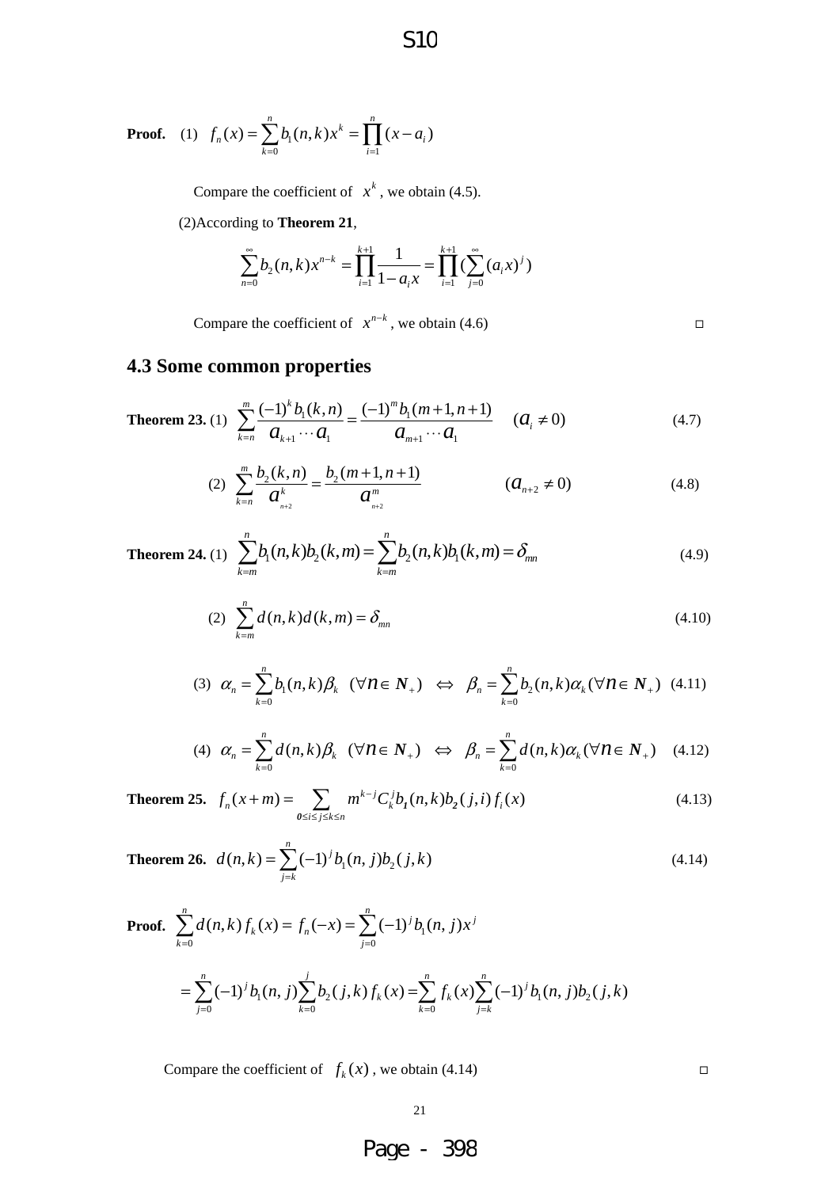**Proof.** (1) $f_n(x)=\sum_{k=0}^{n} b_1(n,k)x^k=\prod_{i=1}^{n}(x-a_i)$

Compare the coefficient of $x^k$, we obtain (4.5).

(2)According to **Theorem 21**,

$$\sum_{n=0}^{\infty} b_2(n,k)x^{n-k}=\prod_{i=1}^{k+1}\frac{1}{1-a_i x}=\prod_{i=1}^{k+1}\left(\sum_{j=0}^{\infty}(a_i x)^j\right)$$

Compare the coefficient of $x^{n-k}$, we obtain (4.6) □

## 4.3 Some common properties

**Theorem 23.** (1) $$\sum_{k=n}^{m}\frac{(-1)^k b_1(k,n)}{a_{k+1}\cdots a_1}=\frac{(-1)^m b_1(m+1,n+1)}{a_{m+1}\cdots a_1} \quad (a_i\neq 0) \qquad (4.7)$$

(2) $$\sum_{k=n}^{m}\frac{b_2(k,n)}{a_{n+2}^k}=\frac{b_2(m+1,n+1)}{a_{n+2}^m} \qquad (a_{n+2}\neq 0) \qquad (4.8)$$

**Theorem 24.** (1) $$\sum_{k=m}^{n} b_1(n,k)b_2(k,m)=\sum_{k=m}^{n} b_2(n,k)b_1(k,m)=\delta_{mn} \qquad (4.9)$$

(2) $$\sum_{k=m}^{n} d(n,k)d(k,m)=\delta_{mn} \qquad (4.10)$$

(3) $$\alpha_n=\sum_{k=0}^{n} b_1(n,k)\beta_k \ (\forall n\in \boldsymbol{N}_+) \iff \beta_n=\sum_{k=0}^{n} b_2(n,k)\alpha_k (\forall n\in \boldsymbol{N}_+) \qquad (4.11)$$

(4) $$\alpha_n=\sum_{k=0}^{n} d(n,k)\beta_k \ (\forall n\in \boldsymbol{N}_+) \iff \beta_n=\sum_{k=0}^{n} d(n,k)\alpha_k (\forall n\in \boldsymbol{N}_+) \qquad (4.12)$$

**Theorem 25.** $$f_n(x+m)=\sum_{0\le i\le j\le k\le n} m^{k-j}C_k^j b_1(n,k)b_2(j,i)f_i(x) \qquad (4.13)$$

**Theorem 26.** $$d(n,k)=\sum_{j=k}^{n}(-1)^j b_1(n,j)b_2(j,k) \qquad (4.14)$$

**Proof.** $\sum_{k=0}^{n} d(n,k)f_k(x)=f_n(-x)=\sum_{j=0}^{n}(-1)^j b_1(n,j)x^j$

$$=\sum_{j=0}^{n}(-1)^j b_1(n,j)\sum_{k=0}^{j} b_2(j,k)f_k(x)=\sum_{k=0}^{n} f_k(x)\sum_{j=k}^{n}(-1)^j b_1(n,j)b_2(j,k)$$

Compare the coefficient of $f_k(x)$, we obtain (4.14) □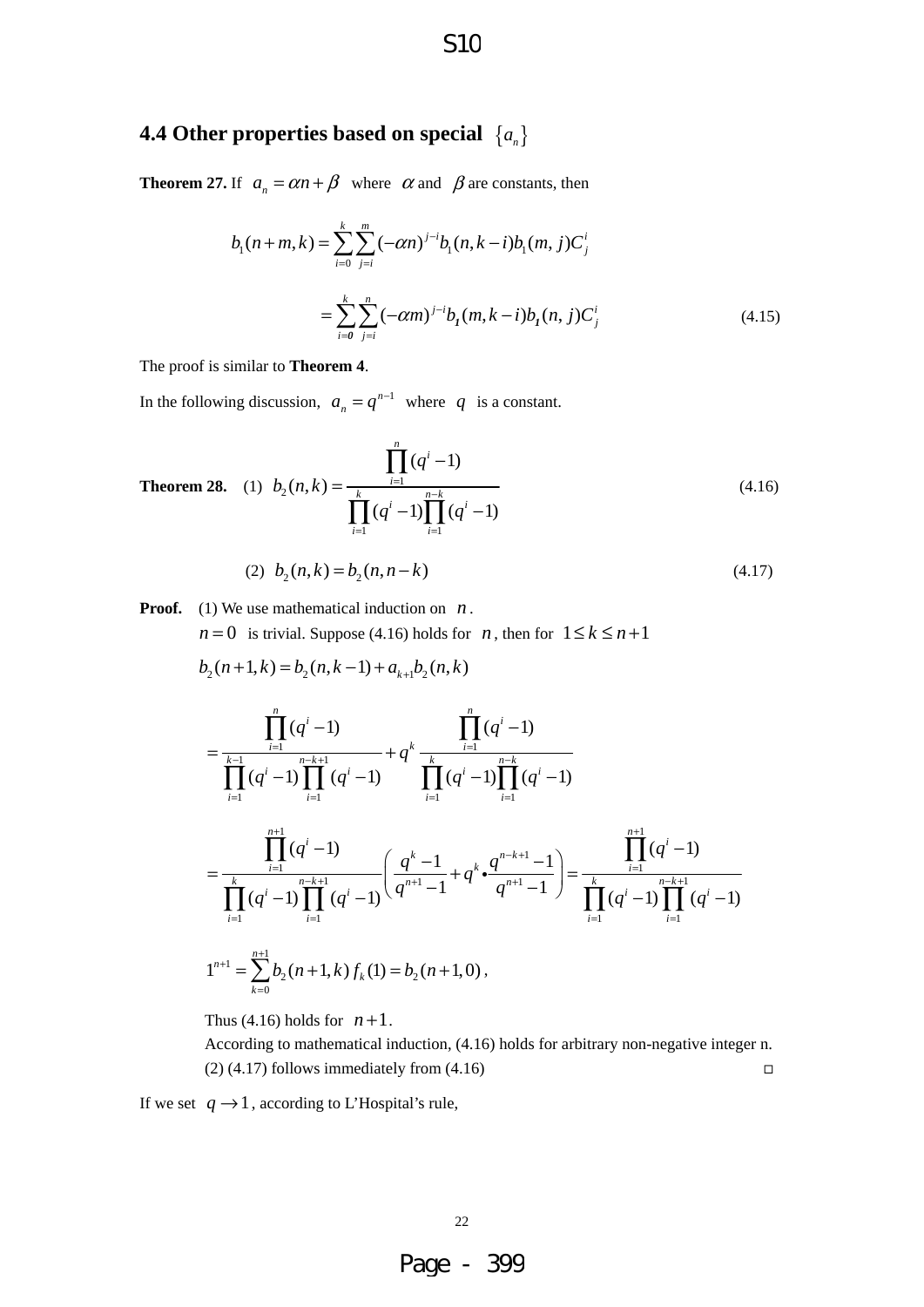## 4.4 Other properties based on special $\{a_n\}$

**Theorem 27.** If $a_n = \alpha n + \beta$ where $\alpha$ and $\beta$ are constants, then

$$b_1(n+m,k) = \sum_{i=0}^{k}\sum_{j=i}^{m}(-\alpha n)^{j-i} b_1(n,k-i) b_1(m,j) C_j^i$$

$$= \sum_{i=0}^{k}\sum_{j=i}^{n}(-\alpha m)^{j-i} b_1(m,k-i) b_1(n,j) C_j^i \tag{4.15}$$

The proof is similar to **Theorem 4**.

In the following discussion, $a_n = q^{n-1}$ where $q$ is a constant.

**Theorem 28.** (1) $$b_2(n,k) = \frac{\prod_{i=1}^{n}(q^i-1)}{\prod_{i=1}^{k}(q^i-1)\prod_{i=1}^{n-k}(q^i-1)} \tag{4.16}$$

(2) $$b_2(n,k) = b_2(n,n-k) \tag{4.17}$$

**Proof.** (1) We use mathematical induction on $n$.

$n = 0$ is trivial. Suppose (4.16) holds for $n$, then for $1 \le k \le n+1$

$$b_2(n+1,k) = b_2(n,k-1) + a_{k+1} b_2(n,k)$$

$$= \frac{\prod_{i=1}^{n}(q^i-1)}{\prod_{i=1}^{k-1}(q^i-1)\prod_{i=1}^{n-k+1}(q^i-1)} + q^k \frac{\prod_{i=1}^{n}(q^i-1)}{\prod_{i=1}^{k}(q^i-1)\prod_{i=1}^{n-k}(q^i-1)}$$

$$= \frac{\prod_{i=1}^{n+1}(q^i-1)}{\prod_{i=1}^{k}(q^i-1)\prod_{i=1}^{n-k+1}(q^i-1)}\left(\frac{q^k-1}{q^{n+1}-1} + q^k \bullet \frac{q^{n-k+1}-1}{q^{n+1}-1}\right) = \frac{\prod_{i=1}^{n+1}(q^i-1)}{\prod_{i=1}^{k}(q^i-1)\prod_{i=1}^{n-k+1}(q^i-1)}$$

$$1^{n+1} = \sum_{k=0}^{n+1} b_2(n+1,k) f_k(1) = b_2(n+1,0),$$

Thus (4.16) holds for $n+1$.

According to mathematical induction, (4.16) holds for arbitrary non-negative integer n.

(2) (4.17) follows immediately from (4.16) □

If we set $q \to 1$, according to L'Hospital's rule,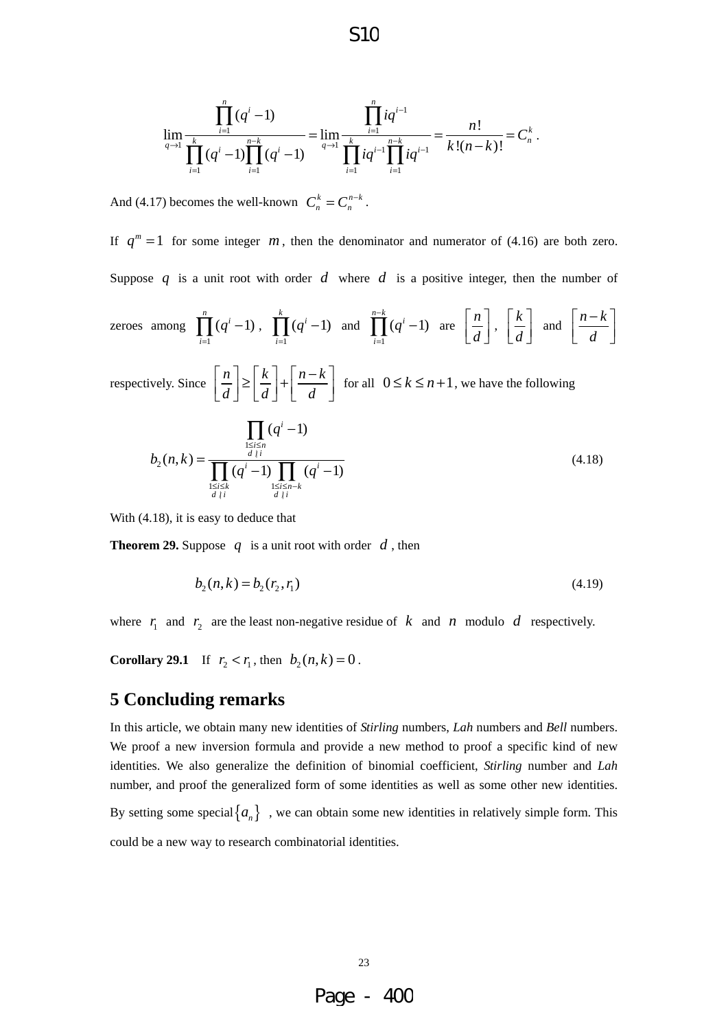$$\lim_{q\to 1}\frac{\prod_{i=1}^{n}(q^i-1)}{\prod_{i=1}^{k}(q^i-1)\prod_{i=1}^{n-k}(q^i-1)}=\lim_{q\to 1}\frac{\prod_{i=1}^{n}iq^{i-1}}{\prod_{i=1}^{k}iq^{i-1}\prod_{i=1}^{n-k}iq^{i-1}}=\frac{n!}{k!(n-k)!}=C_n^k .$$

And (4.17) becomes the well-known $C_n^k = C_n^{n-k}$.

If $q^m = 1$ for some integer $m$, then the denominator and numerator of (4.16) are both zero. Suppose $q$ is a unit root with order $d$ where $d$ is a positive integer, then the number of zeroes among $\prod_{i=1}^{n}(q^i-1)$, $\prod_{i=1}^{k}(q^i-1)$ and $\prod_{i=1}^{n-k}(q^i-1)$ are $\left[\frac{n}{d}\right]$, $\left[\frac{k}{d}\right]$ and $\left[\frac{n-k}{d}\right]$ respectively. Since $\left[\frac{n}{d}\right] \geq \left[\frac{k}{d}\right] + \left[\frac{n-k}{d}\right]$ for all $0 \leq k \leq n+1$, we have the following

$$b_2(n,k)=\frac{\prod\limits_{\substack{1\leq i\leq n\\ d\,\nmid\, i}}(q^i-1)}{\prod\limits_{\substack{1\leq i\leq k\\ d\,\nmid\, i}}(q^i-1)\prod\limits_{\substack{1\leq i\leq n-k\\ d\,\nmid\, i}}(q^i-1)} \tag{4.18}$$

With (4.18), it is easy to deduce that

**Theorem 29.** Suppose $q$ is a unit root with order $d$, then

$$b_2(n,k) = b_2(r_2, r_1) \tag{4.19}$$

where $r_1$ and $r_2$ are the least non-negative residue of $k$ and $n$ modulo $d$ respectively.

**Corollary 29.1** If $r_2 < r_1$, then $b_2(n,k) = 0$.

## 5 Concluding remarks

In this article, we obtain many new identities of *Stirling* numbers, *Lah* numbers and *Bell* numbers. We proof a new inversion formula and provide a new method to proof a specific kind of new identities. We also generalize the definition of binomial coefficient, *Stirling* number and *Lah* number, and proof the generalized form of some identities as well as some other new identities. By setting some special $\{a_n\}$, we can obtain some new identities in relatively simple form. This could be a new way to research combinatorial identities.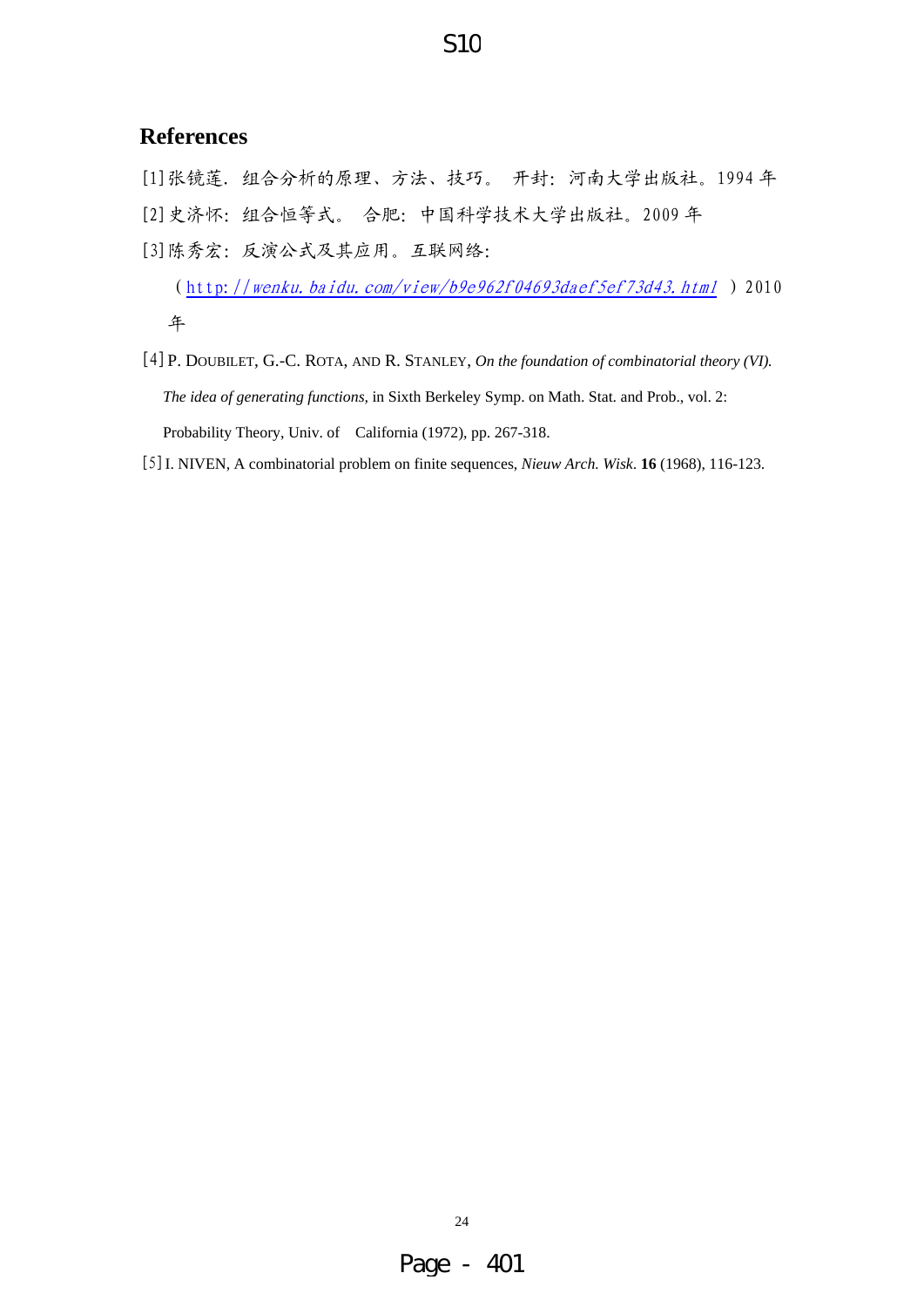## References

[1]张镜莲. 组合分析的原理、方法、技巧。 开封: 河南大学出版社。1994 年

[2]史济怀: 组合恒等式。 合肥: 中国科学技术大学出版社。2009 年

[3]陈秀宏: 反演公式及其应用。互联网络: (http://wenku.baidu.com/view/b9e962f04693daef5ef73d43.html ) 2010 年

[4] P. DOUBILET, G.-C. ROTA, AND R. STANLEY, *On the foundation of combinatorial theory (VI). The idea of generating functions*, in Sixth Berkeley Symp. on Math. Stat. and Prob., vol. 2: Probability Theory, Univ. of California (1972), pp. 267-318.

[5] I. NIVEN, A combinatorial problem on finite sequences, *Nieuw Arch. Wisk*. **16** (1968), 116-123.